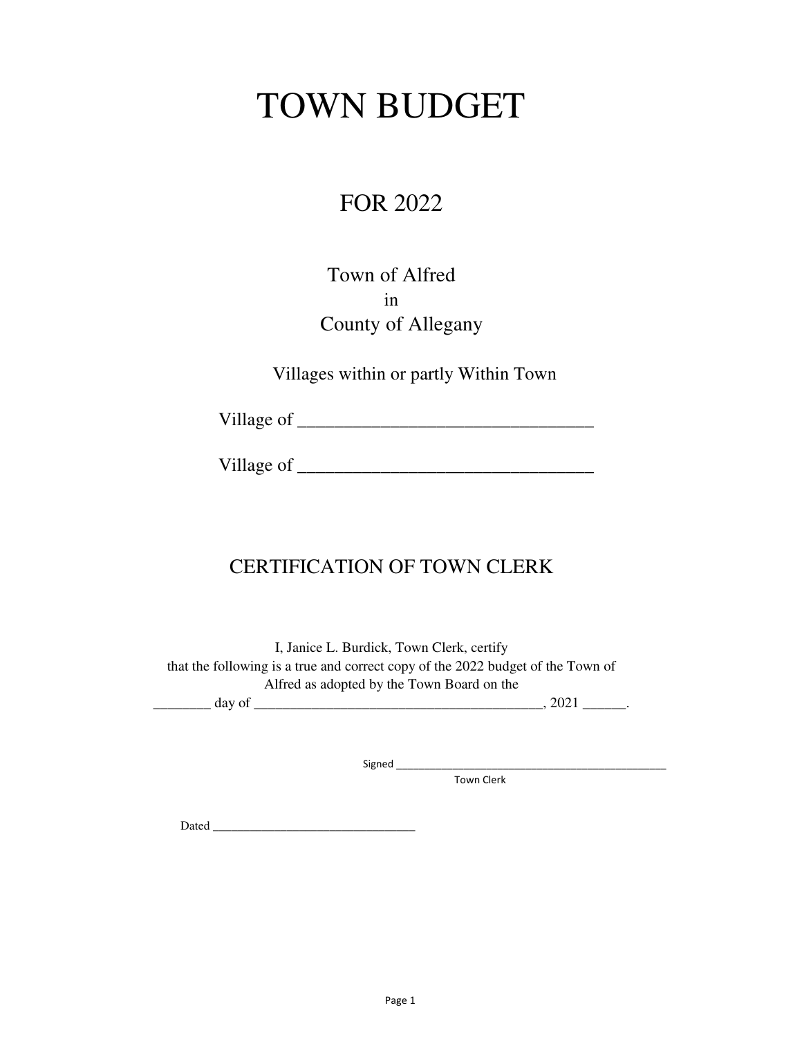# TOWN BUDGET

## FOR 2022

Town of Alfred
in
County of Allegany

Villages within or partly Within Town

Village of ________________________________

Village of ________________________________

## CERTIFICATION OF TOWN CLERK

I, Janice L. Burdick, Town Clerk, certify that the following is a true and correct copy of the 2022 budget of the Town of Alfred as adopted by the Town Board on the ________ day of ________________________________________, 2021 ______.

Signed ____________________________________________
Town Clerk

Dated ________________________________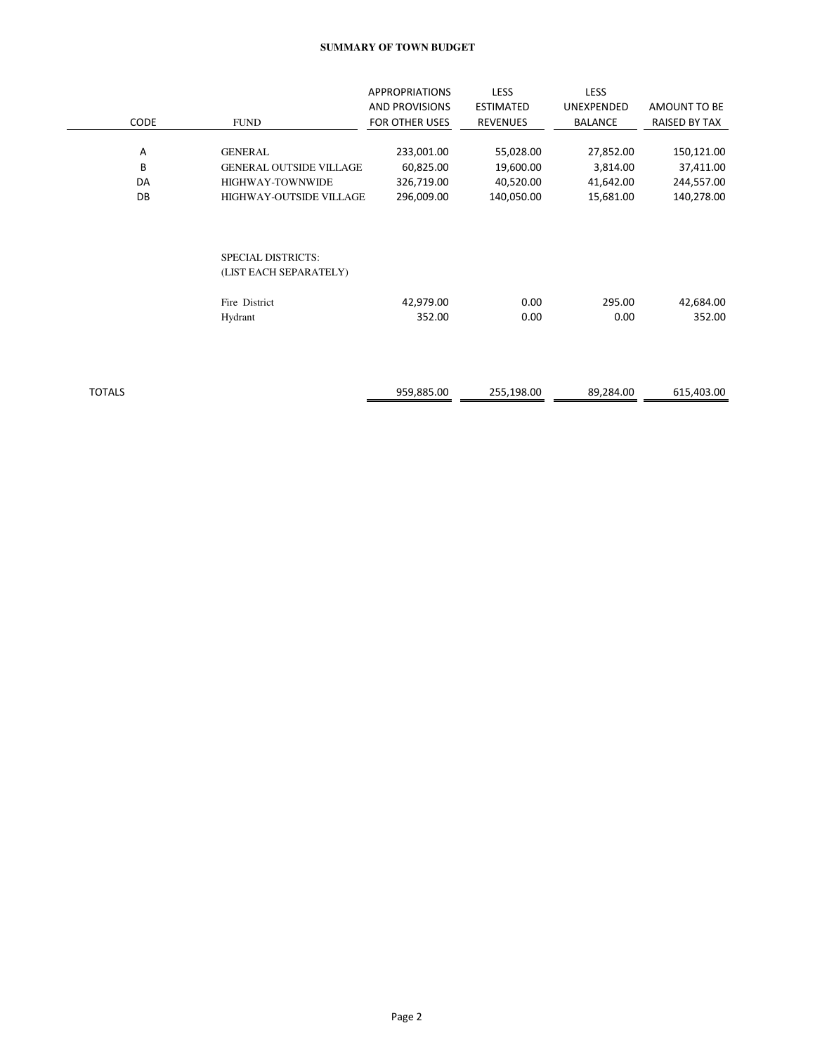**SUMMARY OF TOWN BUDGET**

| CODE | FUND | APPROPRIATIONS AND PROVISIONS FOR OTHER USES | LESS ESTIMATED REVENUES | LESS UNEXPENDED BALANCE | AMOUNT TO BE RAISED BY TAX |
|---|---|---|---|---|---|
| A | GENERAL | 233,001.00 | 55,028.00 | 27,852.00 | 150,121.00 |
| B | GENERAL OUTSIDE VILLAGE | 60,825.00 | 19,600.00 | 3,814.00 | 37,411.00 |
| DA | HIGHWAY-TOWNWIDE | 326,719.00 | 40,520.00 | 41,642.00 | 244,557.00 |
| DB | HIGHWAY-OUTSIDE VILLAGE | 296,009.00 | 140,050.00 | 15,681.00 | 140,278.00 |
| | SPECIAL DISTRICTS: (LIST EACH SEPARATELY) | | | | |
| | Fire District | 42,979.00 | 0.00 | 295.00 | 42,684.00 |
| | Hydrant | 352.00 | 0.00 | 0.00 | 352.00 |
| TOTALS | | 959,885.00 | 255,198.00 | 89,284.00 | 615,403.00 |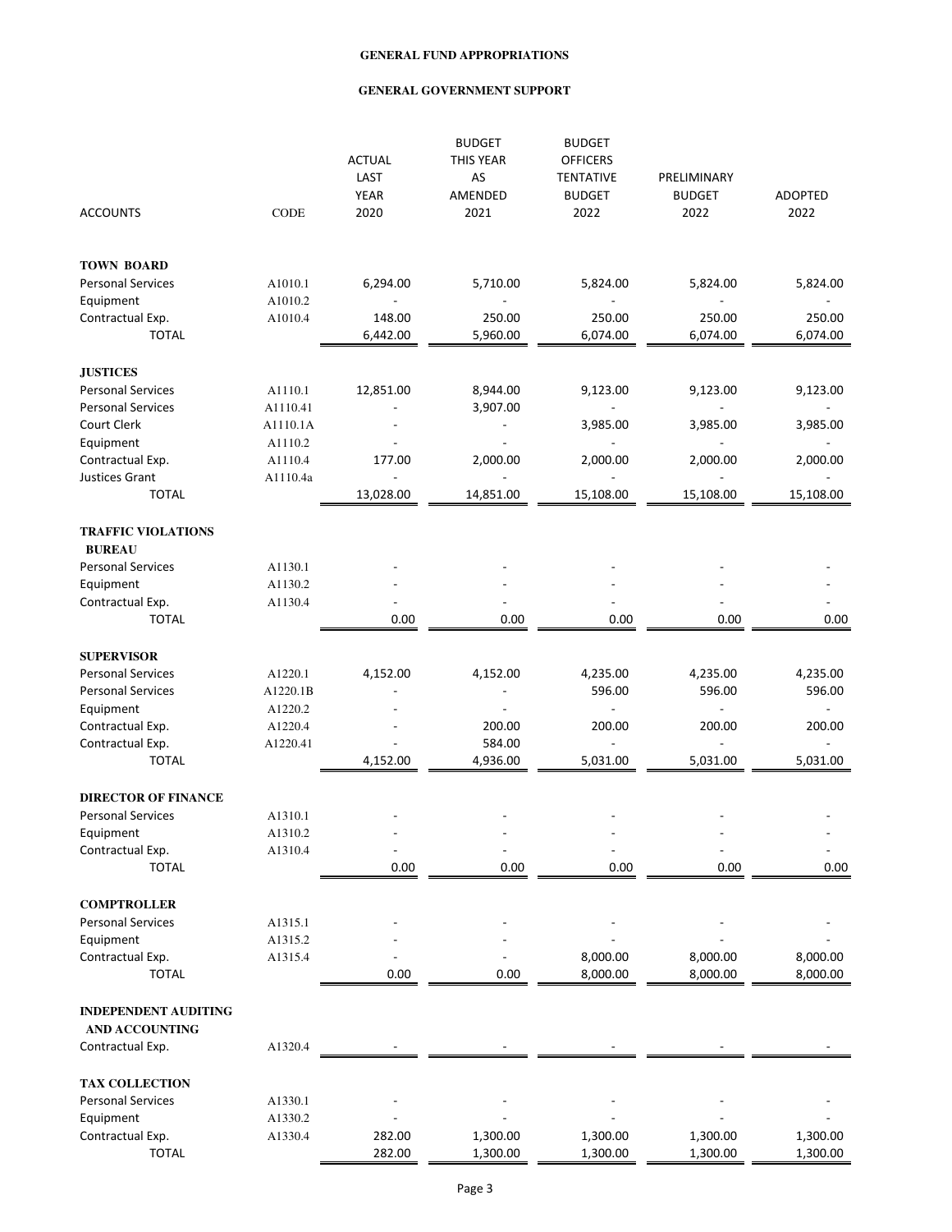# GENERAL FUND APPROPRIATIONS

## GENERAL GOVERNMENT SUPPORT

| ACCOUNTS | CODE | ACTUAL LAST YEAR 2020 | BUDGET THIS YEAR AS AMENDED 2021 | BUDGET OFFICERS TENTATIVE BUDGET 2022 | PRELIMINARY BUDGET 2022 | ADOPTED 2022 |
|---|---|---|---|---|---|---|
| **TOWN BOARD** | | | | | | |
| Personal Services | A1010.1 | 6,294.00 | 5,710.00 | 5,824.00 | 5,824.00 | 5,824.00 |
| Equipment | A1010.2 | - | - | - | - | - |
| Contractual Exp. | A1010.4 | 148.00 | 250.00 | 250.00 | 250.00 | 250.00 |
| TOTAL | | 6,442.00 | 5,960.00 | 6,074.00 | 6,074.00 | 6,074.00 |
| **JUSTICES** | | | | | | |
| Personal Services | A1110.1 | 12,851.00 | 8,944.00 | 9,123.00 | 9,123.00 | 9,123.00 |
| Personal Services | A1110.41 | - | 3,907.00 | - | - | - |
| Court Clerk | A1110.1A | - | - | 3,985.00 | 3,985.00 | 3,985.00 |
| Equipment | A1110.2 | - | - | - | - | - |
| Contractual Exp. | A1110.4 | 177.00 | 2,000.00 | 2,000.00 | 2,000.00 | 2,000.00 |
| Justices Grant | A1110.4a | - | - | - | - | - |
| TOTAL | | 13,028.00 | 14,851.00 | 15,108.00 | 15,108.00 | 15,108.00 |
| **TRAFFIC VIOLATIONS BUREAU** | | | | | | |
| Personal Services | A1130.1 | - | - | - | - | - |
| Equipment | A1130.2 | - | - | - | - | - |
| Contractual Exp. | A1130.4 | - | - | - | - | - |
| TOTAL | | 0.00 | 0.00 | 0.00 | 0.00 | 0.00 |
| **SUPERVISOR** | | | | | | |
| Personal Services | A1220.1 | 4,152.00 | 4,152.00 | 4,235.00 | 4,235.00 | 4,235.00 |
| Personal Services | A1220.1B | - | - | 596.00 | 596.00 | 596.00 |
| Equipment | A1220.2 | - | - | - | - | - |
| Contractual Exp. | A1220.4 | - | 200.00 | 200.00 | 200.00 | 200.00 |
| Contractual Exp. | A1220.41 | - | 584.00 | - | - | - |
| TOTAL | | 4,152.00 | 4,936.00 | 5,031.00 | 5,031.00 | 5,031.00 |
| **DIRECTOR OF FINANCE** | | | | | | |
| Personal Services | A1310.1 | - | - | - | - | - |
| Equipment | A1310.2 | - | - | - | - | - |
| Contractual Exp. | A1310.4 | - | - | - | - | - |
| TOTAL | | 0.00 | 0.00 | 0.00 | 0.00 | 0.00 |
| **COMPTROLLER** | | | | | | |
| Personal Services | A1315.1 | - | - | - | - | - |
| Equipment | A1315.2 | - | - | - | - | - |
| Contractual Exp. | A1315.4 | - | - | 8,000.00 | 8,000.00 | 8,000.00 |
| TOTAL | | 0.00 | 0.00 | 8,000.00 | 8,000.00 | 8,000.00 |
| **INDEPENDENT AUDITING AND ACCOUNTING** | | | | | | |
| Contractual Exp. | A1320.4 | - | - | - | - | - |
| **TAX COLLECTION** | | | | | | |
| Personal Services | A1330.1 | - | - | - | - | - |
| Equipment | A1330.2 | - | - | - | - | - |
| Contractual Exp. | A1330.4 | 282.00 | 1,300.00 | 1,300.00 | 1,300.00 | 1,300.00 |
| TOTAL | | 282.00 | 1,300.00 | 1,300.00 | 1,300.00 | 1,300.00 |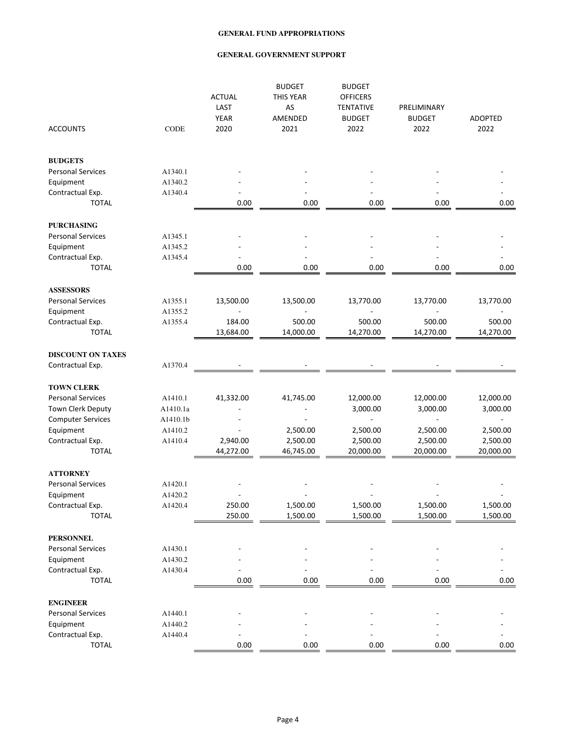# GENERAL FUND APPROPRIATIONS

## GENERAL GOVERNMENT SUPPORT

| ACCOUNTS | CODE | ACTUAL LAST YEAR 2020 | BUDGET THIS YEAR AS AMENDED 2021 | BUDGET OFFICERS TENTATIVE BUDGET 2022 | PRELIMINARY BUDGET 2022 | ADOPTED 2022 |
|---|---|---|---|---|---|---|
| **BUDGETS** | | | | | | |
| Personal Services | A1340.1 | - | - | - | - | - |
| Equipment | A1340.2 | - | - | - | - | - |
| Contractual Exp. | A1340.4 | - | - | - | - | - |
| TOTAL | | 0.00 | 0.00 | 0.00 | 0.00 | 0.00 |
| **PURCHASING** | | | | | | |
| Personal Services | A1345.1 | - | - | - | - | - |
| Equipment | A1345.2 | - | - | - | - | - |
| Contractual Exp. | A1345.4 | - | - | - | - | - |
| TOTAL | | 0.00 | 0.00 | 0.00 | 0.00 | 0.00 |
| **ASSESSORS** | | | | | | |
| Personal Services | A1355.1 | 13,500.00 | 13,500.00 | 13,770.00 | 13,770.00 | 13,770.00 |
| Equipment | A1355.2 | - | - | - | - | - |
| Contractual Exp. | A1355.4 | 184.00 | 500.00 | 500.00 | 500.00 | 500.00 |
| TOTAL | | 13,684.00 | 14,000.00 | 14,270.00 | 14,270.00 | 14,270.00 |
| **DISCOUNT ON TAXES** | | | | | | |
| Contractual Exp. | A1370.4 | - | - | - | - | - |
| **TOWN CLERK** | | | | | | |
| Personal Services | A1410.1 | 41,332.00 | 41,745.00 | 12,000.00 | 12,000.00 | 12,000.00 |
| Town Clerk Deputy | A1410.1a | - | - | 3,000.00 | 3,000.00 | 3,000.00 |
| Computer Services | A1410.1b | - | - | - | - | - |
| Equipment | A1410.2 | - | 2,500.00 | 2,500.00 | 2,500.00 | 2,500.00 |
| Contractual Exp. | A1410.4 | 2,940.00 | 2,500.00 | 2,500.00 | 2,500.00 | 2,500.00 |
| TOTAL | | 44,272.00 | 46,745.00 | 20,000.00 | 20,000.00 | 20,000.00 |
| **ATTORNEY** | | | | | | |
| Personal Services | A1420.1 | - | - | - | - | - |
| Equipment | A1420.2 | - | - | - | - | - |
| Contractual Exp. | A1420.4 | 250.00 | 1,500.00 | 1,500.00 | 1,500.00 | 1,500.00 |
| TOTAL | | 250.00 | 1,500.00 | 1,500.00 | 1,500.00 | 1,500.00 |
| **PERSONNEL** | | | | | | |
| Personal Services | A1430.1 | - | - | - | - | - |
| Equipment | A1430.2 | - | - | - | - | - |
| Contractual Exp. | A1430.4 | - | - | - | - | - |
| TOTAL | | 0.00 | 0.00 | 0.00 | 0.00 | 0.00 |
| **ENGINEER** | | | | | | |
| Personal Services | A1440.1 | - | - | - | - | - |
| Equipment | A1440.2 | - | - | - | - | - |
| Contractual Exp. | A1440.4 | - | - | - | - | - |
| TOTAL | | 0.00 | 0.00 | 0.00 | 0.00 | 0.00 |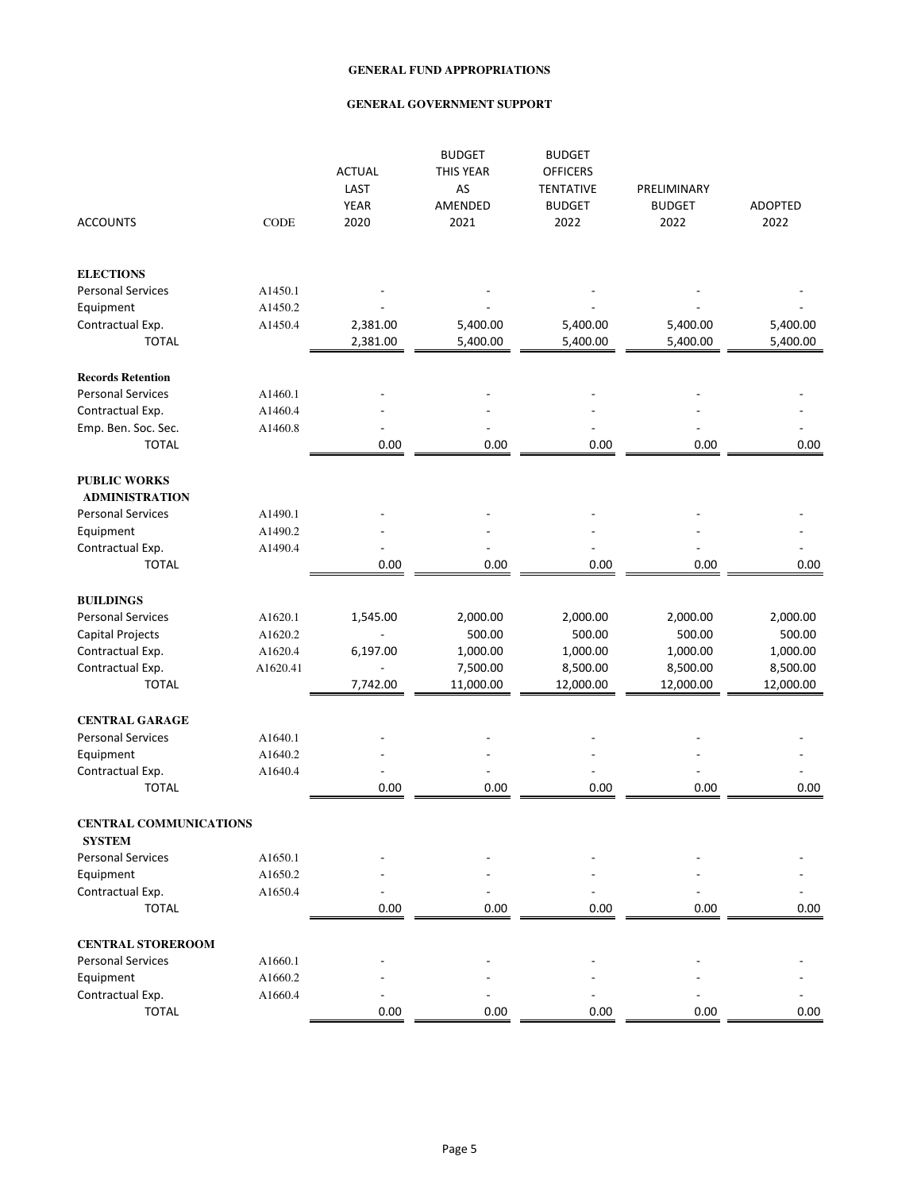# GENERAL FUND APPROPRIATIONS

## GENERAL GOVERNMENT SUPPORT

| ACCOUNTS | CODE | ACTUAL LAST YEAR 2020 | BUDGET THIS YEAR AS AMENDED 2021 | BUDGET OFFICERS TENTATIVE BUDGET 2022 | PRELIMINARY BUDGET 2022 | ADOPTED 2022 |
|---|---|---|---|---|---|---|
| **ELECTIONS** | | | | | | |
| Personal Services | A1450.1 | - | - | - | - | - |
| Equipment | A1450.2 | - | - | - | - | - |
| Contractual Exp. | A1450.4 | 2,381.00 | 5,400.00 | 5,400.00 | 5,400.00 | 5,400.00 |
| TOTAL | | 2,381.00 | 5,400.00 | 5,400.00 | 5,400.00 | 5,400.00 |
| **Records Retention** | | | | | | |
| Personal Services | A1460.1 | - | - | - | - | - |
| Contractual Exp. | A1460.4 | - | - | - | - | - |
| Emp. Ben. Soc. Sec. | A1460.8 | - | - | - | - | - |
| TOTAL | | 0.00 | 0.00 | 0.00 | 0.00 | 0.00 |
| **PUBLIC WORKS ADMINISTRATION** | | | | | | |
| Personal Services | A1490.1 | - | - | - | - | - |
| Equipment | A1490.2 | - | - | - | - | - |
| Contractual Exp. | A1490.4 | - | - | - | - | - |
| TOTAL | | 0.00 | 0.00 | 0.00 | 0.00 | 0.00 |
| **BUILDINGS** | | | | | | |
| Personal Services | A1620.1 | 1,545.00 | 2,000.00 | 2,000.00 | 2,000.00 | 2,000.00 |
| Capital Projects | A1620.2 | - | 500.00 | 500.00 | 500.00 | 500.00 |
| Contractual Exp. | A1620.4 | 6,197.00 | 1,000.00 | 1,000.00 | 1,000.00 | 1,000.00 |
| Contractual Exp. | A1620.41 | - | 7,500.00 | 8,500.00 | 8,500.00 | 8,500.00 |
| TOTAL | | 7,742.00 | 11,000.00 | 12,000.00 | 12,000.00 | 12,000.00 |
| **CENTRAL GARAGE** | | | | | | |
| Personal Services | A1640.1 | - | - | - | - | - |
| Equipment | A1640.2 | - | - | - | - | - |
| Contractual Exp. | A1640.4 | - | - | - | - | - |
| TOTAL | | 0.00 | 0.00 | 0.00 | 0.00 | 0.00 |
| **CENTRAL COMMUNICATIONS SYSTEM** | | | | | | |
| Personal Services | A1650.1 | - | - | - | - | - |
| Equipment | A1650.2 | - | - | - | - | - |
| Contractual Exp. | A1650.4 | - | - | - | - | - |
| TOTAL | | 0.00 | 0.00 | 0.00 | 0.00 | 0.00 |
| **CENTRAL STOREROOM** | | | | | | |
| Personal Services | A1660.1 | - | - | - | - | - |
| Equipment | A1660.2 | - | - | - | - | - |
| Contractual Exp. | A1660.4 | - | - | - | - | - |
| TOTAL | | 0.00 | 0.00 | 0.00 | 0.00 | 0.00 |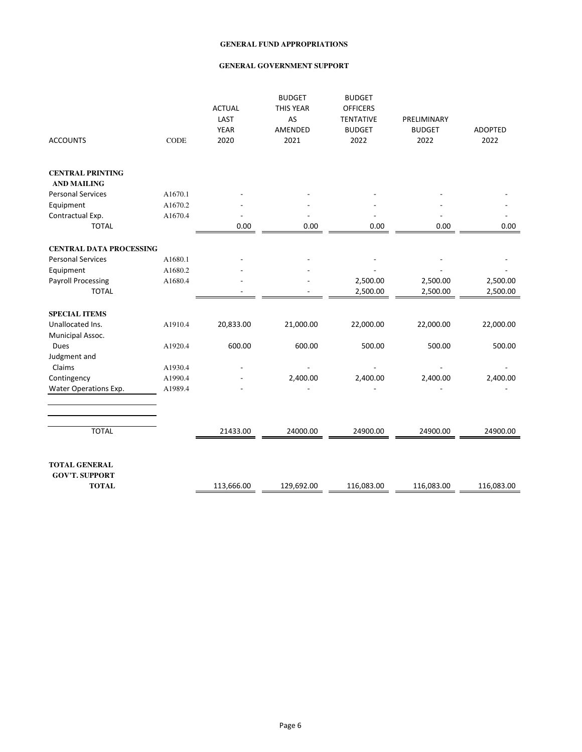**GENERAL FUND APPROPRIATIONS**

**GENERAL GOVERNMENT SUPPORT**

| ACCOUNTS | CODE | ACTUAL LAST YEAR 2020 | BUDGET THIS YEAR AS AMENDED 2021 | BUDGET OFFICERS TENTATIVE BUDGET 2022 | PRELIMINARY BUDGET 2022 | ADOPTED 2022 |
|---|---|---|---|---|---|---|
| **CENTRAL PRINTING AND MAILING** | | | | | | |
| Personal Services | A1670.1 | - | - | - | - | - |
| Equipment | A1670.2 | - | - | - | - | - |
| Contractual Exp. | A1670.4 | - | - | - | - | - |
| TOTAL | | 0.00 | 0.00 | 0.00 | 0.00 | 0.00 |
| **CENTRAL DATA PROCESSING** | | | | | | |
| Personal Services | A1680.1 | - | - | - | - | - |
| Equipment | A1680.2 | - | - | - | - | - |
| Payroll Processing | A1680.4 | - | - | 2,500.00 | 2,500.00 | 2,500.00 |
| TOTAL | | - | - | 2,500.00 | 2,500.00 | 2,500.00 |
| **SPECIAL ITEMS** | | | | | | |
| Unallocated Ins. | A1910.4 | 20,833.00 | 21,000.00 | 22,000.00 | 22,000.00 | 22,000.00 |
| Municipal Assoc. Dues | A1920.4 | 600.00 | 600.00 | 500.00 | 500.00 | 500.00 |
| Judgment and Claims | A1930.4 | - | - | - | - | - |
| Contingency | A1990.4 | - | 2,400.00 | 2,400.00 | 2,400.00 | 2,400.00 |
| Water Operations Exp. | A1989.4 | - | - | - | - | - |
| TOTAL | | 21433.00 | 24000.00 | 24900.00 | 24900.00 | 24900.00 |
| **TOTAL GENERAL GOV'T. SUPPORT TOTAL** | | 113,666.00 | 129,692.00 | 116,083.00 | 116,083.00 | 116,083.00 |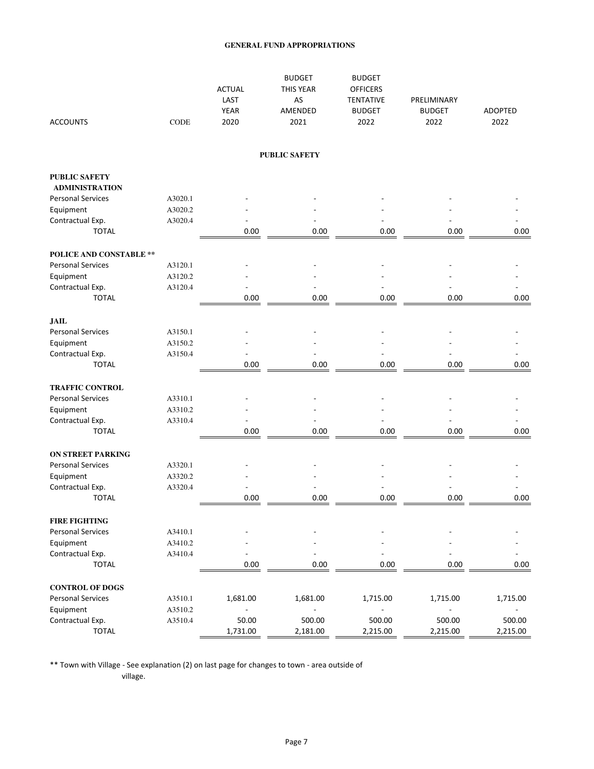# GENERAL FUND APPROPRIATIONS

| ACCOUNTS | CODE | ACTUAL LAST YEAR 2020 | BUDGET THIS YEAR AS AMENDED 2021 | BUDGET OFFICERS TENTATIVE BUDGET 2022 | PRELIMINARY BUDGET 2022 | ADOPTED 2022 |
|---|---|---|---|---|---|---|
| | | | **PUBLIC SAFETY** | | | |
| **PUBLIC SAFETY ADMINISTRATION** | | | | | | |
| Personal Services | A3020.1 | - | - | - | - | - |
| Equipment | A3020.2 | - | - | - | - | - |
| Contractual Exp. | A3020.4 | - | - | - | - | - |
| TOTAL | | 0.00 | 0.00 | 0.00 | 0.00 | 0.00 |
| **POLICE AND CONSTABLE \*\*** | | | | | | |
| Personal Services | A3120.1 | - | - | - | - | - |
| Equipment | A3120.2 | - | - | - | - | - |
| Contractual Exp. | A3120.4 | - | - | - | - | - |
| TOTAL | | 0.00 | 0.00 | 0.00 | 0.00 | 0.00 |
| **JAIL** | | | | | | |
| Personal Services | A3150.1 | - | - | - | - | - |
| Equipment | A3150.2 | - | - | - | - | - |
| Contractual Exp. | A3150.4 | - | - | - | - | - |
| TOTAL | | 0.00 | 0.00 | 0.00 | 0.00 | 0.00 |
| **TRAFFIC CONTROL** | | | | | | |
| Personal Services | A3310.1 | - | - | - | - | - |
| Equipment | A3310.2 | - | - | - | - | - |
| Contractual Exp. | A3310.4 | - | - | - | - | - |
| TOTAL | | 0.00 | 0.00 | 0.00 | 0.00 | 0.00 |
| **ON STREET PARKING** | | | | | | |
| Personal Services | A3320.1 | - | - | - | - | - |
| Equipment | A3320.2 | - | - | - | - | - |
| Contractual Exp. | A3320.4 | - | - | - | - | - |
| TOTAL | | 0.00 | 0.00 | 0.00 | 0.00 | 0.00 |
| **FIRE FIGHTING** | | | | | | |
| Personal Services | A3410.1 | - | - | - | - | - |
| Equipment | A3410.2 | - | - | - | - | - |
| Contractual Exp. | A3410.4 | - | - | - | - | - |
| TOTAL | | 0.00 | 0.00 | 0.00 | 0.00 | 0.00 |
| **CONTROL OF DOGS** | | | | | | |
| Personal Services | A3510.1 | 1,681.00 | 1,681.00 | 1,715.00 | 1,715.00 | 1,715.00 |
| Equipment | A3510.2 | - | - | - | - | - |
| Contractual Exp. | A3510.4 | 50.00 | 500.00 | 500.00 | 500.00 | 500.00 |
| TOTAL | | 1,731.00 | 2,181.00 | 2,215.00 | 2,215.00 | 2,215.00 |

** Town with Village - See explanation (2) on last page for changes to town - area outside of village.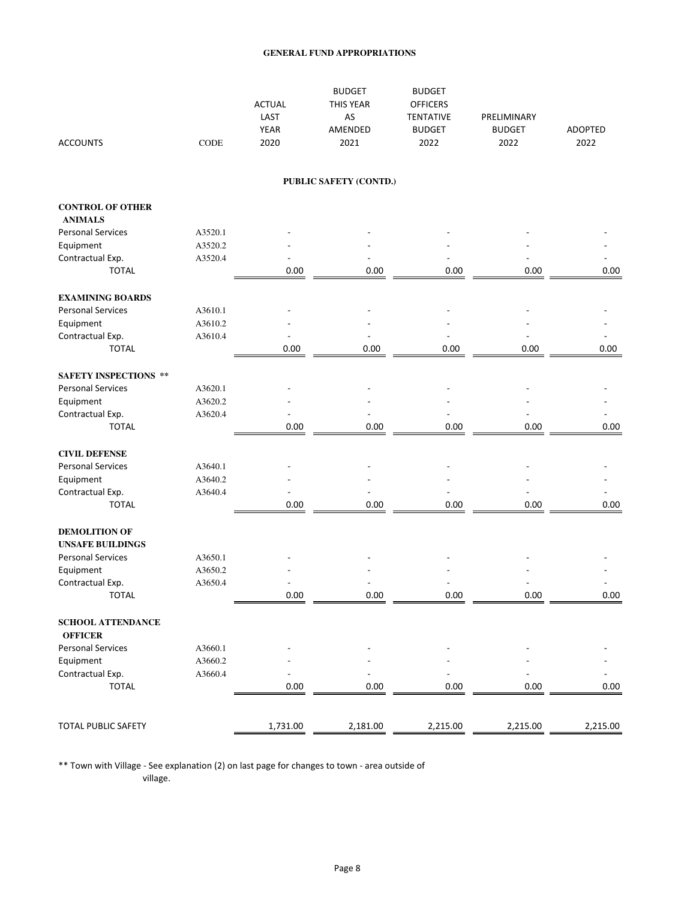## GENERAL FUND APPROPRIATIONS

| ACCOUNTS | CODE | ACTUAL LAST YEAR 2020 | BUDGET THIS YEAR AS AMENDED 2021 | BUDGET OFFICERS TENTATIVE BUDGET 2022 | PRELIMINARY BUDGET 2022 | ADOPTED 2022 |
|---|---|---|---|---|---|---|
| **PUBLIC SAFETY (CONTD.)** | | | | | | |
| **CONTROL OF OTHER ANIMALS** | | | | | | |
| Personal Services | A3520.1 | - | - | - | - | - |
| Equipment | A3520.2 | - | - | - | - | - |
| Contractual Exp. | A3520.4 | - | - | - | - | - |
| TOTAL | | 0.00 | 0.00 | 0.00 | 0.00 | 0.00 |
| **EXAMINING BOARDS** | | | | | | |
| Personal Services | A3610.1 | - | - | - | - | - |
| Equipment | A3610.2 | - | - | - | - | - |
| Contractual Exp. | A3610.4 | - | - | - | - | - |
| TOTAL | | 0.00 | 0.00 | 0.00 | 0.00 | 0.00 |
| **SAFETY INSPECTIONS \*\*** | | | | | | |
| Personal Services | A3620.1 | - | - | - | - | - |
| Equipment | A3620.2 | - | - | - | - | - |
| Contractual Exp. | A3620.4 | - | - | - | - | - |
| TOTAL | | 0.00 | 0.00 | 0.00 | 0.00 | 0.00 |
| **CIVIL DEFENSE** | | | | | | |
| Personal Services | A3640.1 | - | - | - | - | - |
| Equipment | A3640.2 | - | - | - | - | - |
| Contractual Exp. | A3640.4 | - | - | - | - | - |
| TOTAL | | 0.00 | 0.00 | 0.00 | 0.00 | 0.00 |
| **DEMOLITION OF UNSAFE BUILDINGS** | | | | | | |
| Personal Services | A3650.1 | - | - | - | - | - |
| Equipment | A3650.2 | - | - | - | - | - |
| Contractual Exp. | A3650.4 | - | - | - | - | - |
| TOTAL | | 0.00 | 0.00 | 0.00 | 0.00 | 0.00 |
| **SCHOOL ATTENDANCE OFFICER** | | | | | | |
| Personal Services | A3660.1 | - | - | - | - | - |
| Equipment | A3660.2 | - | - | - | - | - |
| Contractual Exp. | A3660.4 | - | - | - | - | - |
| TOTAL | | 0.00 | 0.00 | 0.00 | 0.00 | 0.00 |
| TOTAL PUBLIC SAFETY | | 1,731.00 | 2,181.00 | 2,215.00 | 2,215.00 | 2,215.00 |

** Town with Village - See explanation (2) on last page for changes to town - area outside of village.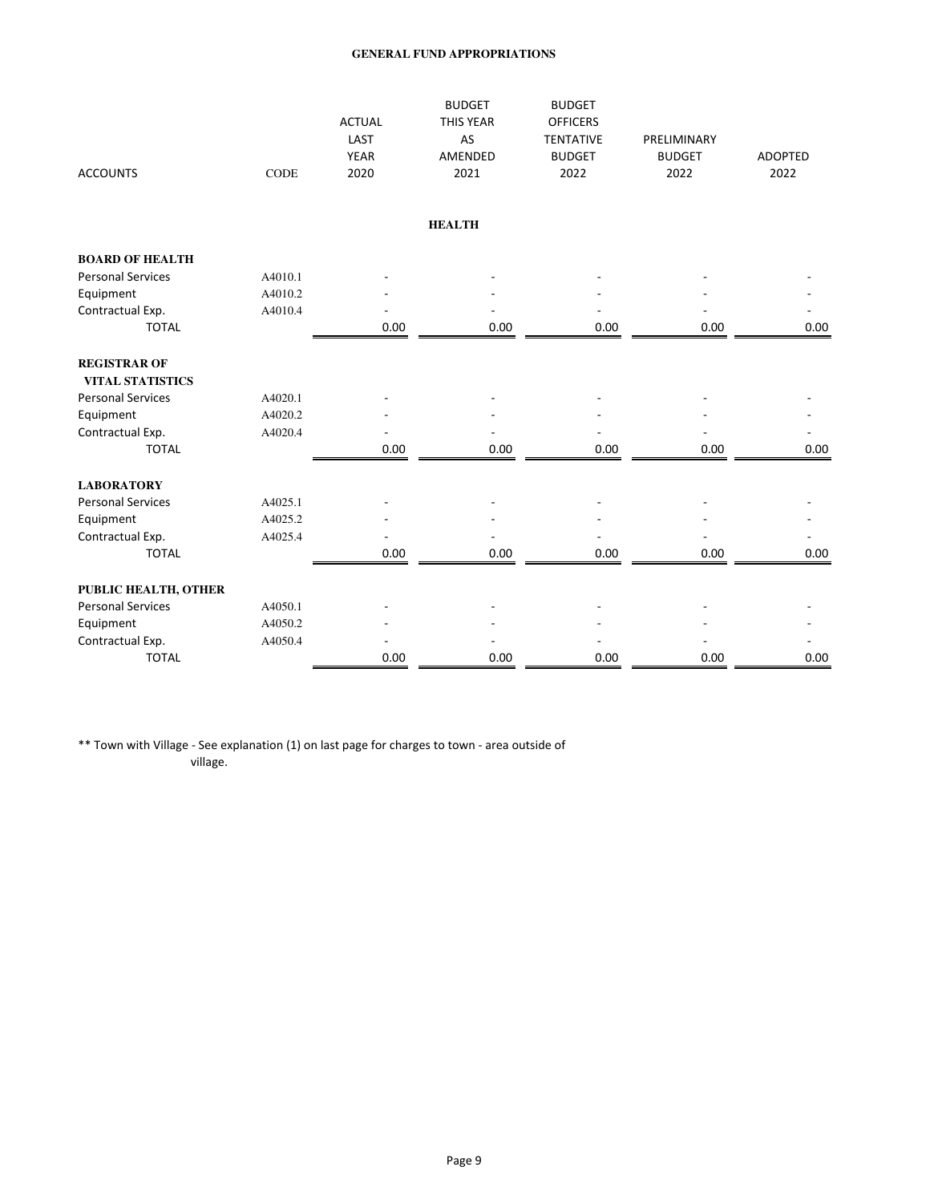**GENERAL FUND APPROPRIATIONS**

| ACCOUNTS | CODE | ACTUAL LAST YEAR 2020 | BUDGET THIS YEAR AS AMENDED 2021 | BUDGET OFFICERS TENTATIVE BUDGET 2022 | PRELIMINARY BUDGET 2022 | ADOPTED 2022 |
|---|---|---|---|---|---|---|
| | | | **HEALTH** | | | |
| **BOARD OF HEALTH** | | | | | | |
| Personal Services | A4010.1 | - | - | - | - | - |
| Equipment | A4010.2 | - | - | - | - | - |
| Contractual Exp. | A4010.4 | - | - | - | - | - |
| TOTAL | | 0.00 | 0.00 | 0.00 | 0.00 | 0.00 |
| **REGISTRAR OF VITAL STATISTICS** | | | | | | |
| Personal Services | A4020.1 | - | - | - | - | - |
| Equipment | A4020.2 | - | - | - | - | - |
| Contractual Exp. | A4020.4 | - | - | - | - | - |
| TOTAL | | 0.00 | 0.00 | 0.00 | 0.00 | 0.00 |
| **LABORATORY** | | | | | | |
| Personal Services | A4025.1 | - | - | - | - | - |
| Equipment | A4025.2 | - | - | - | - | - |
| Contractual Exp. | A4025.4 | - | - | - | - | - |
| TOTAL | | 0.00 | 0.00 | 0.00 | 0.00 | 0.00 |
| **PUBLIC HEALTH, OTHER** | | | | | | |
| Personal Services | A4050.1 | - | - | - | - | - |
| Equipment | A4050.2 | - | - | - | - | - |
| Contractual Exp. | A4050.4 | - | - | - | - | - |
| TOTAL | | 0.00 | 0.00 | 0.00 | 0.00 | 0.00 |

** Town with Village - See explanation (1) on last page for charges to town - area outside of village.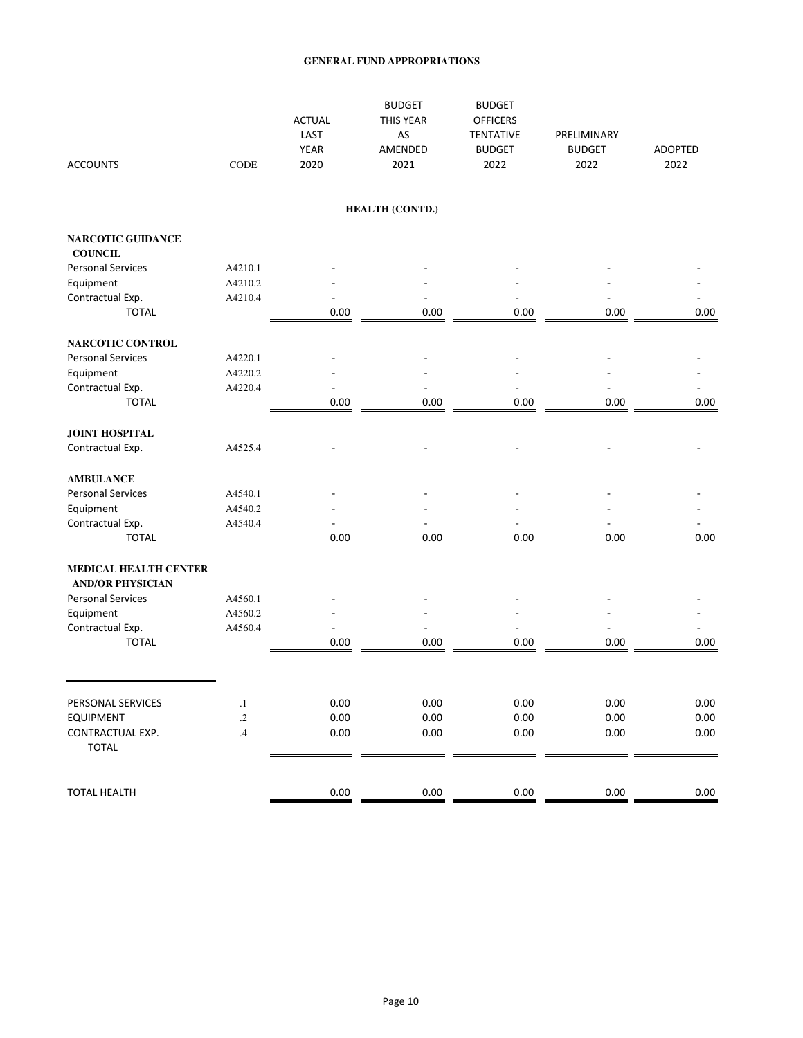**GENERAL FUND APPROPRIATIONS**

| ACCOUNTS | CODE | ACTUAL LAST YEAR 2020 | BUDGET THIS YEAR AS AMENDED 2021 | BUDGET OFFICERS TENTATIVE BUDGET 2022 | PRELIMINARY BUDGET 2022 | ADOPTED 2022 |
|---|---|---|---|---|---|---|
| | | | **HEALTH (CONTD.)** | | | |
| **NARCOTIC GUIDANCE COUNCIL** | | | | | | |
| Personal Services | A4210.1 | - | - | - | - | - |
| Equipment | A4210.2 | - | - | - | - | - |
| Contractual Exp. | A4210.4 | - | - | - | - | - |
| TOTAL | | 0.00 | 0.00 | 0.00 | 0.00 | 0.00 |
| **NARCOTIC CONTROL** | | | | | | |
| Personal Services | A4220.1 | - | - | - | - | - |
| Equipment | A4220.2 | - | - | - | - | - |
| Contractual Exp. | A4220.4 | - | - | - | - | - |
| TOTAL | | 0.00 | 0.00 | 0.00 | 0.00 | 0.00 |
| **JOINT HOSPITAL** | | | | | | |
| Contractual Exp. | A4525.4 | - | - | - | - | - |
| **AMBULANCE** | | | | | | |
| Personal Services | A4540.1 | - | - | - | - | - |
| Equipment | A4540.2 | - | - | - | - | - |
| Contractual Exp. | A4540.4 | - | - | - | - | - |
| TOTAL | | 0.00 | 0.00 | 0.00 | 0.00 | 0.00 |
| **MEDICAL HEALTH CENTER AND/OR PHYSICIAN** | | | | | | |
| Personal Services | A4560.1 | - | - | - | - | - |
| Equipment | A4560.2 | - | - | - | - | - |
| Contractual Exp. | A4560.4 | - | - | - | - | - |
| TOTAL | | 0.00 | 0.00 | 0.00 | 0.00 | 0.00 |
| PERSONAL SERVICES | .1 | 0.00 | 0.00 | 0.00 | 0.00 | 0.00 |
| EQUIPMENT | .2 | 0.00 | 0.00 | 0.00 | 0.00 | 0.00 |
| CONTRACTUAL EXP. | .4 | 0.00 | 0.00 | 0.00 | 0.00 | 0.00 |
| TOTAL | | | | | | |
| TOTAL HEALTH | | 0.00 | 0.00 | 0.00 | 0.00 | 0.00 |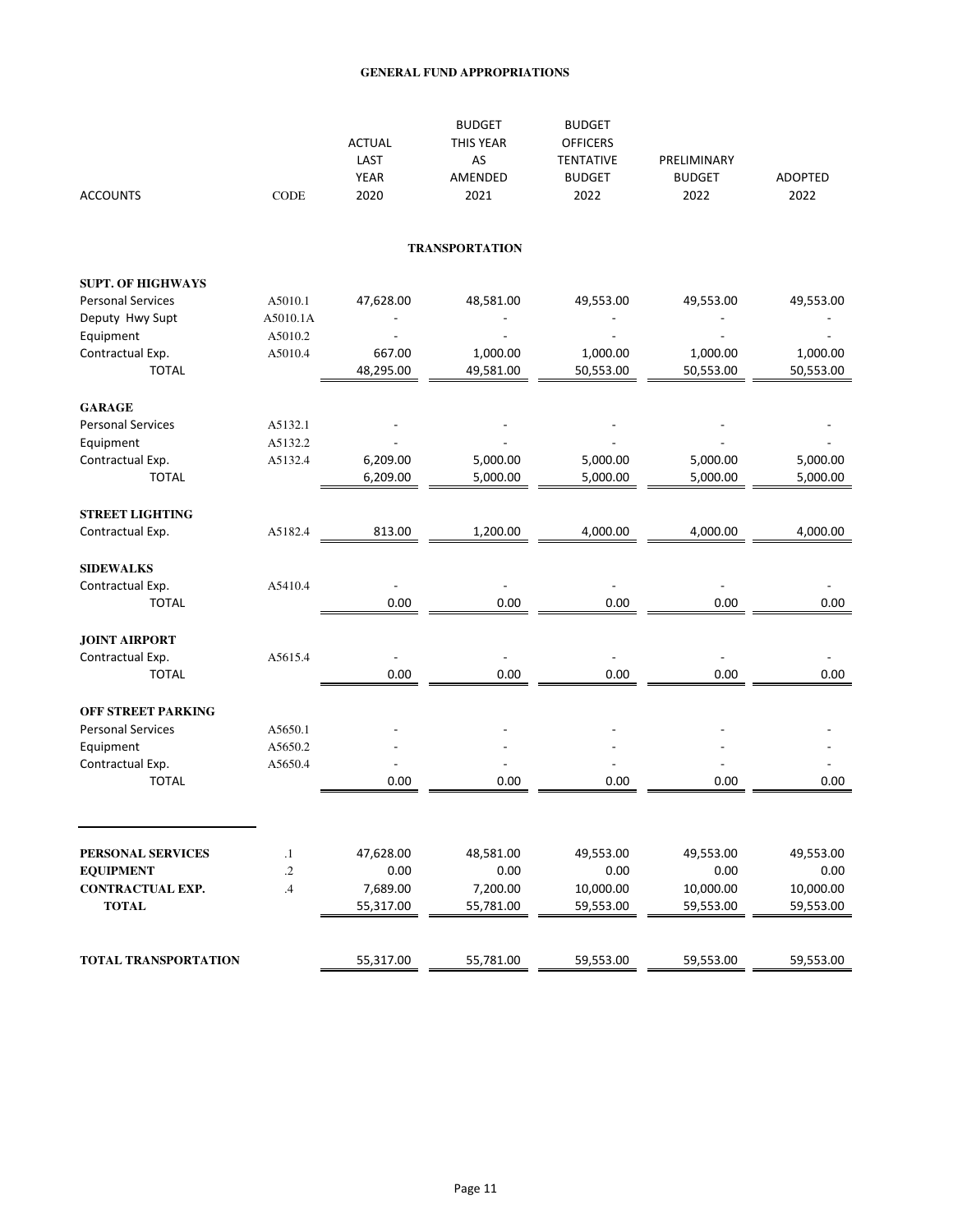# GENERAL FUND APPROPRIATIONS

| ACCOUNTS | CODE | ACTUAL LAST YEAR 2020 | BUDGET THIS YEAR AS AMENDED 2021 | BUDGET OFFICERS TENTATIVE BUDGET 2022 | PRELIMINARY BUDGET 2022 | ADOPTED 2022 |
|---|---|---|---|---|---|---|
| **TRANSPORTATION** | | | | | | |
| **SUPT. OF HIGHWAYS** | | | | | | |
| Personal Services | A5010.1 | 47,628.00 | 48,581.00 | 49,553.00 | 49,553.00 | 49,553.00 |
| Deputy Hwy Supt | A5010.1A | - | - | - | - | - |
| Equipment | A5010.2 | - | - | - | - | - |
| Contractual Exp. | A5010.4 | 667.00 | 1,000.00 | 1,000.00 | 1,000.00 | 1,000.00 |
| TOTAL | | 48,295.00 | 49,581.00 | 50,553.00 | 50,553.00 | 50,553.00 |
| **GARAGE** | | | | | | |
| Personal Services | A5132.1 | - | - | - | - | - |
| Equipment | A5132.2 | - | - | - | - | - |
| Contractual Exp. | A5132.4 | 6,209.00 | 5,000.00 | 5,000.00 | 5,000.00 | 5,000.00 |
| TOTAL | | 6,209.00 | 5,000.00 | 5,000.00 | 5,000.00 | 5,000.00 |
| **STREET LIGHTING** | | | | | | |
| Contractual Exp. | A5182.4 | 813.00 | 1,200.00 | 4,000.00 | 4,000.00 | 4,000.00 |
| **SIDEWALKS** | | | | | | |
| Contractual Exp. | A5410.4 | - | - | - | - | - |
| TOTAL | | 0.00 | 0.00 | 0.00 | 0.00 | 0.00 |
| **JOINT AIRPORT** | | | | | | |
| Contractual Exp. | A5615.4 | - | - | - | - | - |
| TOTAL | | 0.00 | 0.00 | 0.00 | 0.00 | 0.00 |
| **OFF STREET PARKING** | | | | | | |
| Personal Services | A5650.1 | - | - | - | - | - |
| Equipment | A5650.2 | - | - | - | - | - |
| Contractual Exp. | A5650.4 | - | - | - | - | - |
| TOTAL | | 0.00 | 0.00 | 0.00 | 0.00 | 0.00 |
| **PERSONAL SERVICES** | .1 | 47,628.00 | 48,581.00 | 49,553.00 | 49,553.00 | 49,553.00 |
| **EQUIPMENT** | .2 | 0.00 | 0.00 | 0.00 | 0.00 | 0.00 |
| **CONTRACTUAL EXP.** | .4 | 7,689.00 | 7,200.00 | 10,000.00 | 10,000.00 | 10,000.00 |
| **TOTAL** | | 55,317.00 | 55,781.00 | 59,553.00 | 59,553.00 | 59,553.00 |
| **TOTAL TRANSPORTATION** | | 55,317.00 | 55,781.00 | 59,553.00 | 59,553.00 | 59,553.00 |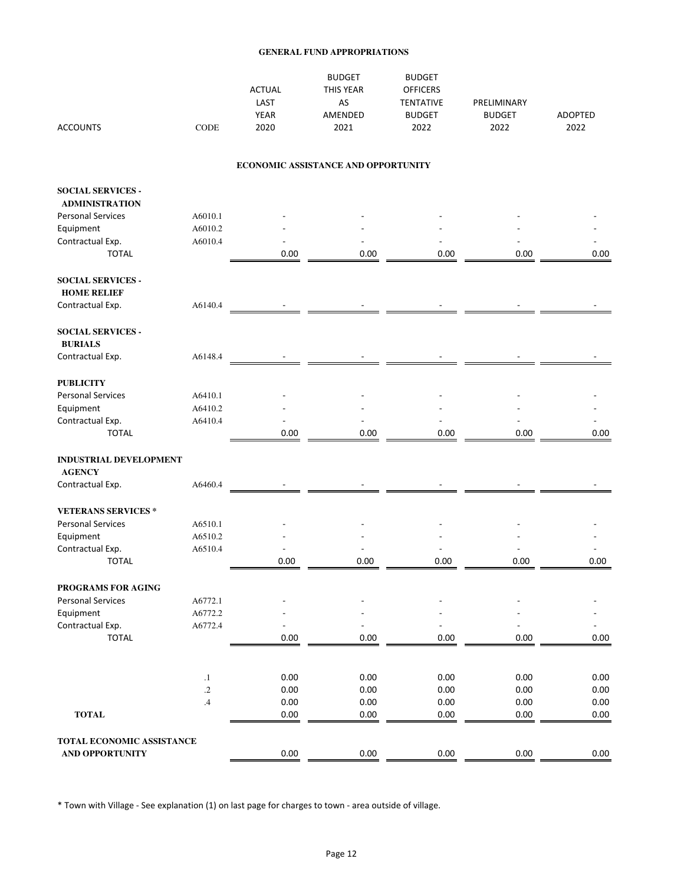# GENERAL FUND APPROPRIATIONS

| ACCOUNTS | CODE | ACTUAL LAST YEAR 2020 | BUDGET THIS YEAR AS AMENDED 2021 | BUDGET OFFICERS TENTATIVE BUDGET 2022 | PRELIMINARY BUDGET 2022 | ADOPTED 2022 |
|---|---|---|---|---|---|---|

## ECONOMIC ASSISTANCE AND OPPORTUNITY

| ACCOUNTS | CODE | ACTUAL LAST YEAR 2020 | BUDGET THIS YEAR AS AMENDED 2021 | BUDGET OFFICERS TENTATIVE BUDGET 2022 | PRELIMINARY BUDGET 2022 | ADOPTED 2022 |
|---|---|---|---|---|---|---|
| **SOCIAL SERVICES - ADMINISTRATION** | | | | | | |
| Personal Services | A6010.1 | - | - | - | - | - |
| Equipment | A6010.2 | - | - | - | - | - |
| Contractual Exp. | A6010.4 | - | - | - | - | - |
| TOTAL | | 0.00 | 0.00 | 0.00 | 0.00 | 0.00 |
| **SOCIAL SERVICES - HOME RELIEF** | | | | | | |
| Contractual Exp. | A6140.4 | - | - | - | - | - |
| **SOCIAL SERVICES - BURIALS** | | | | | | |
| Contractual Exp. | A6148.4 | - | - | - | - | - |
| **PUBLICITY** | | | | | | |
| Personal Services | A6410.1 | - | - | - | - | - |
| Equipment | A6410.2 | - | - | - | - | - |
| Contractual Exp. | A6410.4 | - | - | - | - | - |
| TOTAL | | 0.00 | 0.00 | 0.00 | 0.00 | 0.00 |
| **INDUSTRIAL DEVELOPMENT AGENCY** | | | | | | |
| Contractual Exp. | A6460.4 | - | - | - | - | - |
| **VETERANS SERVICES *** | | | | | | |
| Personal Services | A6510.1 | - | - | - | - | - |
| Equipment | A6510.2 | - | - | - | - | - |
| Contractual Exp. | A6510.4 | - | - | - | - | - |
| TOTAL | | 0.00 | 0.00 | 0.00 | 0.00 | 0.00 |
| **PROGRAMS FOR AGING** | | | | | | |
| Personal Services | A6772.1 | - | - | - | - | - |
| Equipment | A6772.2 | - | - | - | - | - |
| Contractual Exp. | A6772.4 | - | - | - | - | - |
| TOTAL | | 0.00 | 0.00 | 0.00 | 0.00 | 0.00 |
| | .1 | 0.00 | 0.00 | 0.00 | 0.00 | 0.00 |
| | .2 | 0.00 | 0.00 | 0.00 | 0.00 | 0.00 |
| | .4 | 0.00 | 0.00 | 0.00 | 0.00 | 0.00 |
| **TOTAL** | | 0.00 | 0.00 | 0.00 | 0.00 | 0.00 |
| **TOTAL ECONOMIC ASSISTANCE AND OPPORTUNITY** | | 0.00 | 0.00 | 0.00 | 0.00 | 0.00 |

* Town with Village - See explanation (1) on last page for charges to town - area outside of village.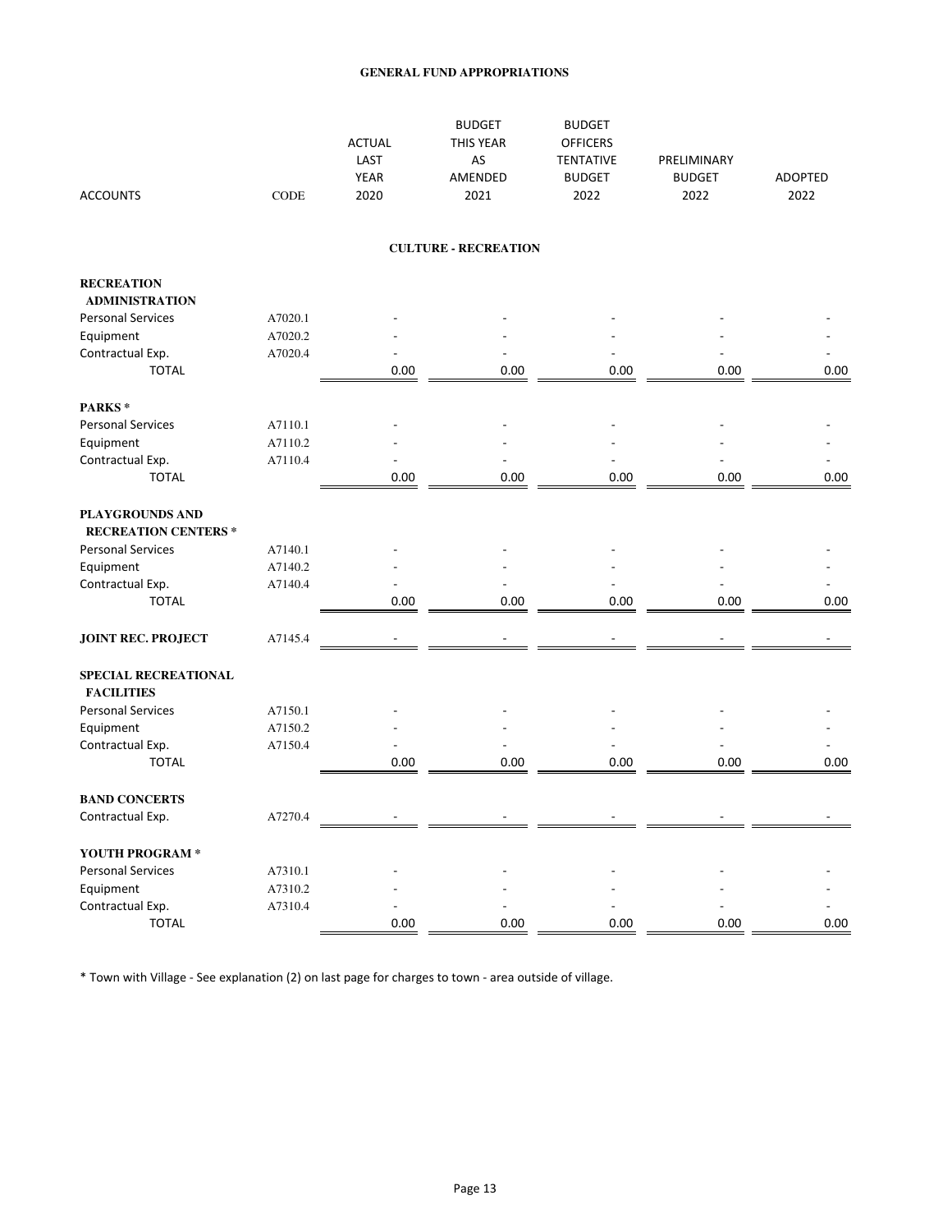# GENERAL FUND APPROPRIATIONS

| ACCOUNTS | CODE | ACTUAL LAST YEAR 2020 | BUDGET THIS YEAR AS AMENDED 2021 | BUDGET OFFICERS TENTATIVE BUDGET 2022 | PRELIMINARY BUDGET 2022 | ADOPTED 2022 |
|---|---|---|---|---|---|---|
| **CULTURE - RECREATION** | | | | | | |
| **RECREATION ADMINISTRATION** | | | | | | |
| Personal Services | A7020.1 | - | - | - | - | - |
| Equipment | A7020.2 | - | - | - | - | - |
| Contractual Exp. | A7020.4 | - | - | - | - | - |
| TOTAL | | 0.00 | 0.00 | 0.00 | 0.00 | 0.00 |
| **PARKS \*** | | | | | | |
| Personal Services | A7110.1 | - | - | - | - | - |
| Equipment | A7110.2 | - | - | - | - | - |
| Contractual Exp. | A7110.4 | - | - | - | - | - |
| TOTAL | | 0.00 | 0.00 | 0.00 | 0.00 | 0.00 |
| **PLAYGROUNDS AND RECREATION CENTERS \*** | | | | | | |
| Personal Services | A7140.1 | - | - | - | - | - |
| Equipment | A7140.2 | - | - | - | - | - |
| Contractual Exp. | A7140.4 | - | - | - | - | - |
| TOTAL | | 0.00 | 0.00 | 0.00 | 0.00 | 0.00 |
| **JOINT REC. PROJECT** | A7145.4 | - | - | - | - | - |
| **SPECIAL RECREATIONAL FACILITIES** | | | | | | |
| Personal Services | A7150.1 | - | - | - | - | - |
| Equipment | A7150.2 | - | - | - | - | - |
| Contractual Exp. | A7150.4 | - | - | - | - | - |
| TOTAL | | 0.00 | 0.00 | 0.00 | 0.00 | 0.00 |
| **BAND CONCERTS** | | | | | | |
| Contractual Exp. | A7270.4 | - | - | - | - | - |
| **YOUTH PROGRAM \*** | | | | | | |
| Personal Services | A7310.1 | - | - | - | - | - |
| Equipment | A7310.2 | - | - | - | - | - |
| Contractual Exp. | A7310.4 | - | - | - | - | - |
| TOTAL | | 0.00 | 0.00 | 0.00 | 0.00 | 0.00 |

\* Town with Village - See explanation (2) on last page for charges to town - area outside of village.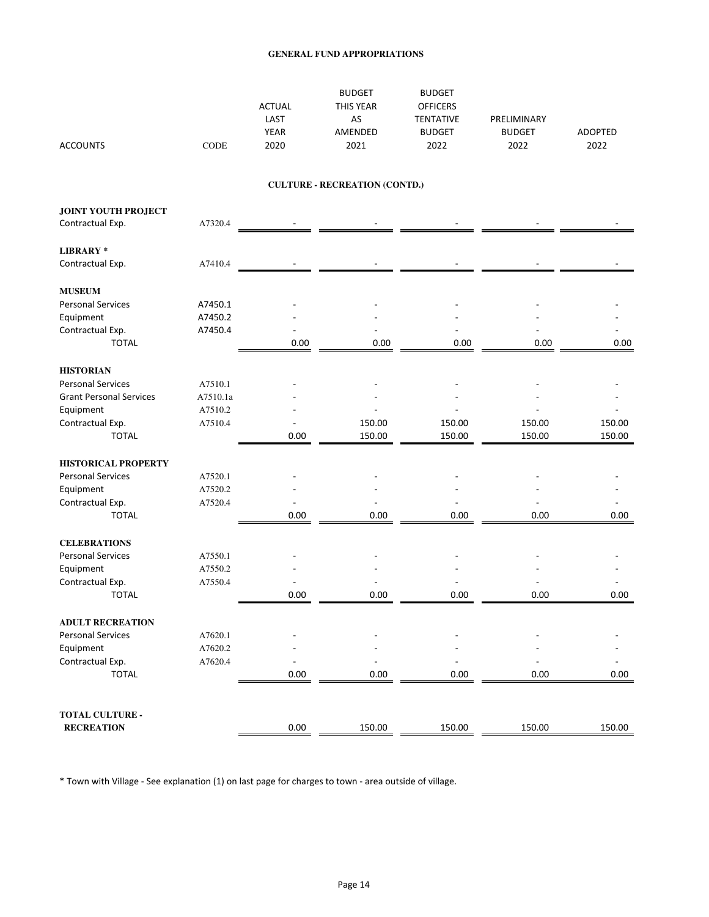**GENERAL FUND APPROPRIATIONS**

| ACCOUNTS | CODE | ACTUAL LAST YEAR 2020 | BUDGET THIS YEAR AS AMENDED 2021 | BUDGET OFFICERS TENTATIVE BUDGET 2022 | PRELIMINARY BUDGET 2022 | ADOPTED 2022 |
|---|---|---|---|---|---|---|
| | | | **CULTURE - RECREATION (CONTD.)** | | | |
| **JOINT YOUTH PROJECT** | | | | | | |
| Contractual Exp. | A7320.4 | - | - | - | - | - |
| **LIBRARY *** | | | | | | |
| Contractual Exp. | A7410.4 | - | - | - | - | - |
| **MUSEUM** | | | | | | |
| Personal Services | A7450.1 | - | - | - | - | - |
| Equipment | A7450.2 | - | - | - | - | - |
| Contractual Exp. | A7450.4 | - | - | - | - | - |
| TOTAL | | 0.00 | 0.00 | 0.00 | 0.00 | 0.00 |
| **HISTORIAN** | | | | | | |
| Personal Services | A7510.1 | - | - | - | - | - |
| Grant Personal Services | A7510.1a | - | - | - | - | - |
| Equipment | A7510.2 | - | - | - | - | - |
| Contractual Exp. | A7510.4 | - | 150.00 | 150.00 | 150.00 | 150.00 |
| TOTAL | | 0.00 | 150.00 | 150.00 | 150.00 | 150.00 |
| **HISTORICAL PROPERTY** | | | | | | |
| Personal Services | A7520.1 | - | - | - | - | - |
| Equipment | A7520.2 | - | - | - | - | - |
| Contractual Exp. | A7520.4 | - | - | - | - | - |
| TOTAL | | 0.00 | 0.00 | 0.00 | 0.00 | 0.00 |
| **CELEBRATIONS** | | | | | | |
| Personal Services | A7550.1 | - | - | - | - | - |
| Equipment | A7550.2 | - | - | - | - | - |
| Contractual Exp. | A7550.4 | - | - | - | - | - |
| TOTAL | | 0.00 | 0.00 | 0.00 | 0.00 | 0.00 |
| **ADULT RECREATION** | | | | | | |
| Personal Services | A7620.1 | - | - | - | - | - |
| Equipment | A7620.2 | - | - | - | - | - |
| Contractual Exp. | A7620.4 | - | - | - | - | - |
| TOTAL | | 0.00 | 0.00 | 0.00 | 0.00 | 0.00 |
| **TOTAL CULTURE - RECREATION** | | 0.00 | 150.00 | 150.00 | 150.00 | 150.00 |

* Town with Village - See explanation (1) on last page for charges to town - area outside of village.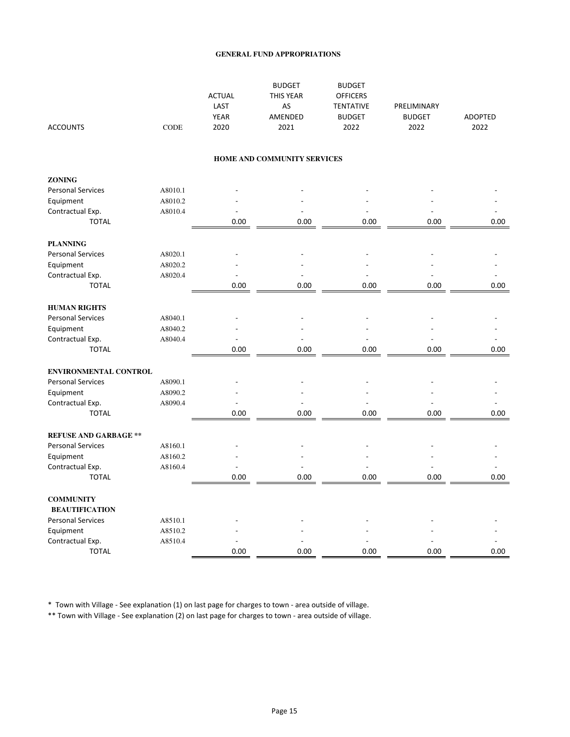# GENERAL FUND APPROPRIATIONS

| ACCOUNTS | CODE | ACTUAL LAST YEAR 2020 | BUDGET THIS YEAR AS AMENDED 2021 | BUDGET OFFICERS TENTATIVE BUDGET 2022 | PRELIMINARY BUDGET 2022 | ADOPTED 2022 |
|---|---|---|---|---|---|---|
| **HOME AND COMMUNITY SERVICES** | | | | | | |
| **ZONING** | | | | | | |
| Personal Services | A8010.1 | - | - | - | - | - |
| Equipment | A8010.2 | - | - | - | - | - |
| Contractual Exp. | A8010.4 | - | - | - | - | - |
| TOTAL | | 0.00 | 0.00 | 0.00 | 0.00 | 0.00 |
| **PLANNING** | | | | | | |
| Personal Services | A8020.1 | - | - | - | - | - |
| Equipment | A8020.2 | - | - | - | - | - |
| Contractual Exp. | A8020.4 | - | - | - | - | - |
| TOTAL | | 0.00 | 0.00 | 0.00 | 0.00 | 0.00 |
| **HUMAN RIGHTS** | | | | | | |
| Personal Services | A8040.1 | - | - | - | - | - |
| Equipment | A8040.2 | - | - | - | - | - |
| Contractual Exp. | A8040.4 | - | - | - | - | - |
| TOTAL | | 0.00 | 0.00 | 0.00 | 0.00 | 0.00 |
| **ENVIRONMENTAL CONTROL** | | | | | | |
| Personal Services | A8090.1 | - | - | - | - | - |
| Equipment | A8090.2 | - | - | - | - | - |
| Contractual Exp. | A8090.4 | - | - | - | - | - |
| TOTAL | | 0.00 | 0.00 | 0.00 | 0.00 | 0.00 |
| **REFUSE AND GARBAGE** ** | | | | | | |
| Personal Services | A8160.1 | - | - | - | - | - |
| Equipment | A8160.2 | - | - | - | - | - |
| Contractual Exp. | A8160.4 | - | - | - | - | - |
| TOTAL | | 0.00 | 0.00 | 0.00 | 0.00 | 0.00 |
| **COMMUNITY BEAUTIFICATION** | | | | | | |
| Personal Services | A8510.1 | - | - | - | - | - |
| Equipment | A8510.2 | - | - | - | - | - |
| Contractual Exp. | A8510.4 | - | - | - | - | - |
| TOTAL | | 0.00 | 0.00 | 0.00 | 0.00 | 0.00 |

* Town with Village - See explanation (1) on last page for charges to town - area outside of village.

** Town with Village - See explanation (2) on last page for charges to town - area outside of village.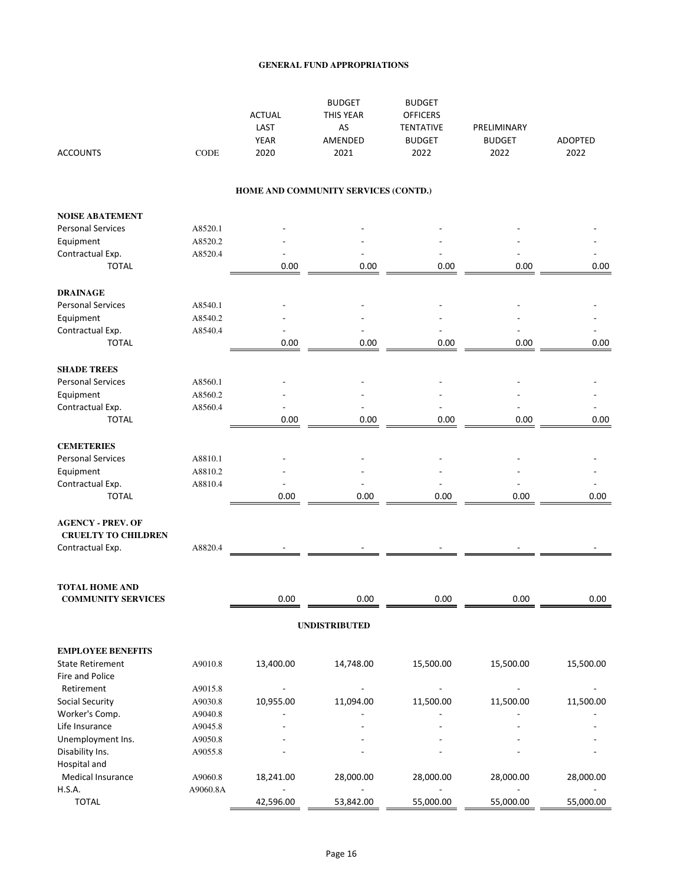# GENERAL FUND APPROPRIATIONS

| ACCOUNTS | CODE | ACTUAL LAST YEAR 2020 | BUDGET THIS YEAR AS AMENDED 2021 | BUDGET OFFICERS TENTATIVE BUDGET 2022 | PRELIMINARY BUDGET 2022 | ADOPTED 2022 |
|---|---|---|---|---|---|---|
| **HOME AND COMMUNITY SERVICES (CONTD.)** | | | | | | |
| **NOISE ABATEMENT** | | | | | | |
| Personal Services | A8520.1 | - | - | - | - | - |
| Equipment | A8520.2 | - | - | - | - | - |
| Contractual Exp. | A8520.4 | - | - | - | - | - |
| TOTAL | | 0.00 | 0.00 | 0.00 | 0.00 | 0.00 |
| **DRAINAGE** | | | | | | |
| Personal Services | A8540.1 | - | - | - | - | - |
| Equipment | A8540.2 | - | - | - | - | - |
| Contractual Exp. | A8540.4 | - | - | - | - | - |
| TOTAL | | 0.00 | 0.00 | 0.00 | 0.00 | 0.00 |
| **SHADE TREES** | | | | | | |
| Personal Services | A8560.1 | - | - | - | - | - |
| Equipment | A8560.2 | - | - | - | - | - |
| Contractual Exp. | A8560.4 | - | - | - | - | - |
| TOTAL | | 0.00 | 0.00 | 0.00 | 0.00 | 0.00 |
| **CEMETERIES** | | | | | | |
| Personal Services | A8810.1 | - | - | - | - | - |
| Equipment | A8810.2 | - | - | - | - | - |
| Contractual Exp. | A8810.4 | - | - | - | - | - |
| TOTAL | | 0.00 | 0.00 | 0.00 | 0.00 | 0.00 |
| **AGENCY - PREV. OF CRUELTY TO CHILDREN** | | | | | | |
| Contractual Exp. | A8820.4 | - | - | - | - | - |
| **TOTAL HOME AND COMMUNITY SERVICES** | | 0.00 | 0.00 | 0.00 | 0.00 | 0.00 |
| **UNDISTRIBUTED** | | | | | | |
| **EMPLOYEE BENEFITS** | | | | | | |
| State Retirement | A9010.8 | 13,400.00 | 14,748.00 | 15,500.00 | 15,500.00 | 15,500.00 |
| Fire and Police Retirement | A9015.8 | - | - | - | - | - |
| Social Security | A9030.8 | 10,955.00 | 11,094.00 | 11,500.00 | 11,500.00 | 11,500.00 |
| Worker's Comp. | A9040.8 | - | - | - | - | - |
| Life Insurance | A9045.8 | - | - | - | - | - |
| Unemployment Ins. | A9050.8 | - | - | - | - | - |
| Disability Ins. | A9055.8 | - | - | - | - | - |
| Hospital and Medical Insurance | A9060.8 | 18,241.00 | 28,000.00 | 28,000.00 | 28,000.00 | 28,000.00 |
| H.S.A. | A9060.8A | - | - | - | - | - |
| TOTAL | | 42,596.00 | 53,842.00 | 55,000.00 | 55,000.00 | 55,000.00 |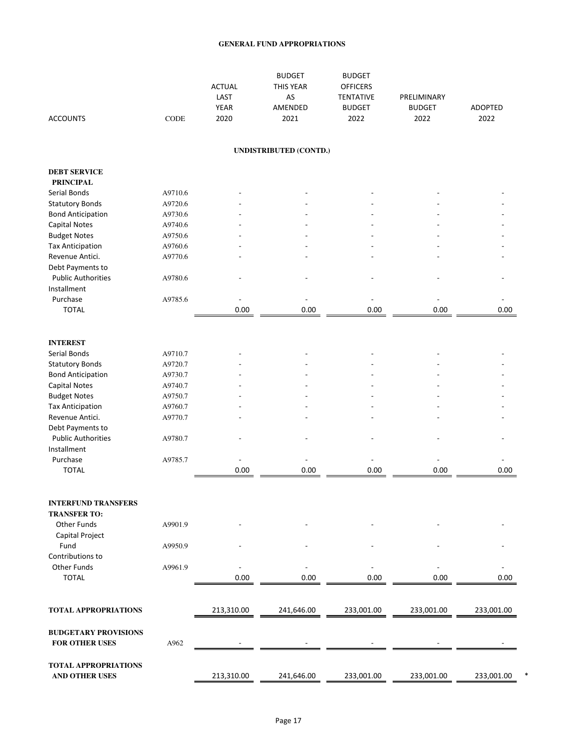## GENERAL FUND APPROPRIATIONS

| ACCOUNTS | CODE | ACTUAL LAST YEAR 2020 | BUDGET THIS YEAR AS AMENDED 2021 | BUDGET OFFICERS TENTATIVE BUDGET 2022 | PRELIMINARY BUDGET 2022 | ADOPTED 2022 |
|---|---|---|---|---|---|---|
| | | | **UNDISTRIBUTED (CONTD.)** | | | |
| **DEBT SERVICE** | | | | | | |
| **PRINCIPAL** | | | | | | |
| Serial Bonds | A9710.6 | - | - | - | - | - |
| Statutory Bonds | A9720.6 | - | - | - | - | - |
| Bond Anticipation | A9730.6 | - | - | - | - | - |
| Capital Notes | A9740.6 | - | - | - | - | - |
| Budget Notes | A9750.6 | - | - | - | - | - |
| Tax Anticipation | A9760.6 | - | - | - | - | - |
| Revenue Antici. | A9770.6 | - | - | - | - | - |
| Debt Payments to Public Authorities | A9780.6 | - | - | - | - | - |
| Installment Purchase | A9785.6 | - | - | - | - | - |
| TOTAL | | 0.00 | 0.00 | 0.00 | 0.00 | 0.00 |
| **INTEREST** | | | | | | |
| Serial Bonds | A9710.7 | - | - | - | - | - |
| Statutory Bonds | A9720.7 | - | - | - | - | - |
| Bond Anticipation | A9730.7 | - | - | - | - | - |
| Capital Notes | A9740.7 | - | - | - | - | - |
| Budget Notes | A9750.7 | - | - | - | - | - |
| Tax Anticipation | A9760.7 | - | - | - | - | - |
| Revenue Antici. | A9770.7 | - | - | - | - | - |
| Debt Payments to Public Authorities | A9780.7 | - | - | - | - | - |
| Installment Purchase | A9785.7 | - | - | - | - | - |
| TOTAL | | 0.00 | 0.00 | 0.00 | 0.00 | 0.00 |
| **INTERFUND TRANSFERS** | | | | | | |
| **TRANSFER TO:** | | | | | | |
| Other Funds | A9901.9 | - | - | - | - | - |
| Capital Project Fund | A9950.9 | - | - | - | - | - |
| Contributions to Other Funds | A9961.9 | - | - | - | - | - |
| TOTAL | | 0.00 | 0.00 | 0.00 | 0.00 | 0.00 |
| **TOTAL APPROPRIATIONS** | | 213,310.00 | 241,646.00 | 233,001.00 | 233,001.00 | 233,001.00 |
| **BUDGETARY PROVISIONS FOR OTHER USES** | A962 | - | - | - | - | - |
| **TOTAL APPROPRIATIONS AND OTHER USES** | | 213,310.00 | 241,646.00 | 233,001.00 | 233,001.00 | 233,001.00 * |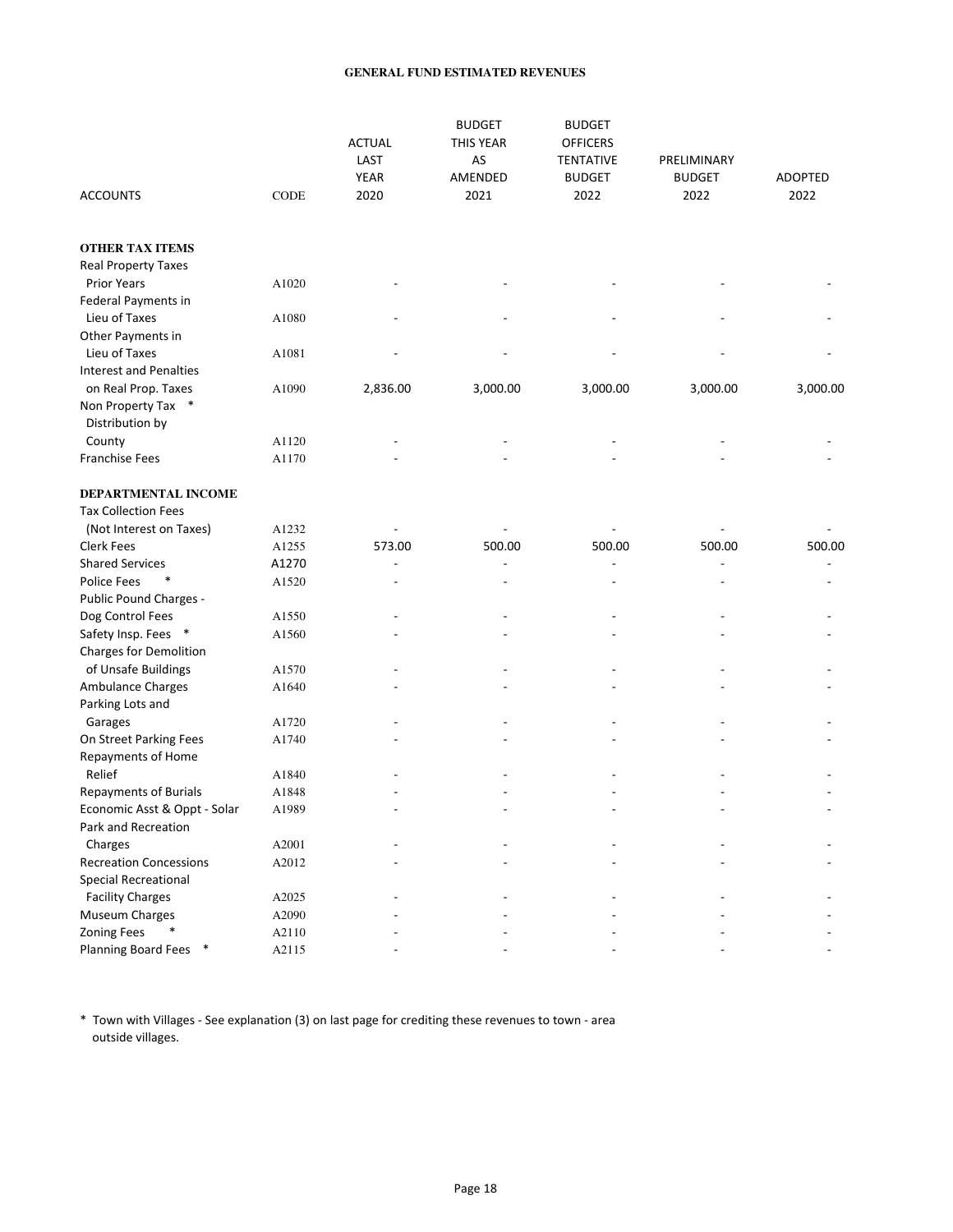## GENERAL FUND ESTIMATED REVENUES

| ACCOUNTS | CODE | ACTUAL LAST YEAR 2020 | BUDGET THIS YEAR AS AMENDED 2021 | BUDGET OFFICERS TENTATIVE BUDGET 2022 | PRELIMINARY BUDGET 2022 | ADOPTED 2022 |
|---|---|---|---|---|---|---|
| **OTHER TAX ITEMS** | | | | | | |
| Real Property Taxes Prior Years | A1020 | - | - | - | - | - |
| Federal Payments in Lieu of Taxes | A1080 | - | - | - | - | - |
| Other Payments in Lieu of Taxes | A1081 | - | - | - | - | - |
| Interest and Penalties on Real Prop. Taxes | A1090 | 2,836.00 | 3,000.00 | 3,000.00 | 3,000.00 | 3,000.00 |
| Non Property Tax * Distribution by County | A1120 | - | - | - | - | - |
| Franchise Fees | A1170 | - | - | - | - | - |
| **DEPARTMENTAL INCOME** | | | | | | |
| Tax Collection Fees (Not Interest on Taxes) | A1232 | - | - | - | - | - |
| Clerk Fees | A1255 | 573.00 | 500.00 | 500.00 | 500.00 | 500.00 |
| Shared Services | A1270 | - | - | - | - | - |
| Police Fees * | A1520 | - | - | - | - | - |
| Public Pound Charges - Dog Control Fees | A1550 | - | - | - | - | - |
| Safety Insp. Fees * | A1560 | - | - | - | - | - |
| Charges for Demolition of Unsafe Buildings | A1570 | - | - | - | - | - |
| Ambulance Charges | A1640 | - | - | - | - | - |
| Parking Lots and Garages | A1720 | - | - | - | - | - |
| On Street Parking Fees | A1740 | - | - | - | - | - |
| Repayments of Home Relief | A1840 | - | - | - | - | - |
| Repayments of Burials | A1848 | - | - | - | - | - |
| Economic Asst & Oppt - Solar | A1989 | - | - | - | - | - |
| Park and Recreation Charges | A2001 | - | - | - | - | - |
| Recreation Concessions | A2012 | - | - | - | - | - |
| Special Recreational Facility Charges | A2025 | - | - | - | - | - |
| Museum Charges | A2090 | - | - | - | - | - |
| Zoning Fees * | A2110 | - | - | - | - | - |
| Planning Board Fees * | A2115 | - | - | - | - | - |

\* Town with Villages - See explanation (3) on last page for crediting these revenues to town - area outside villages.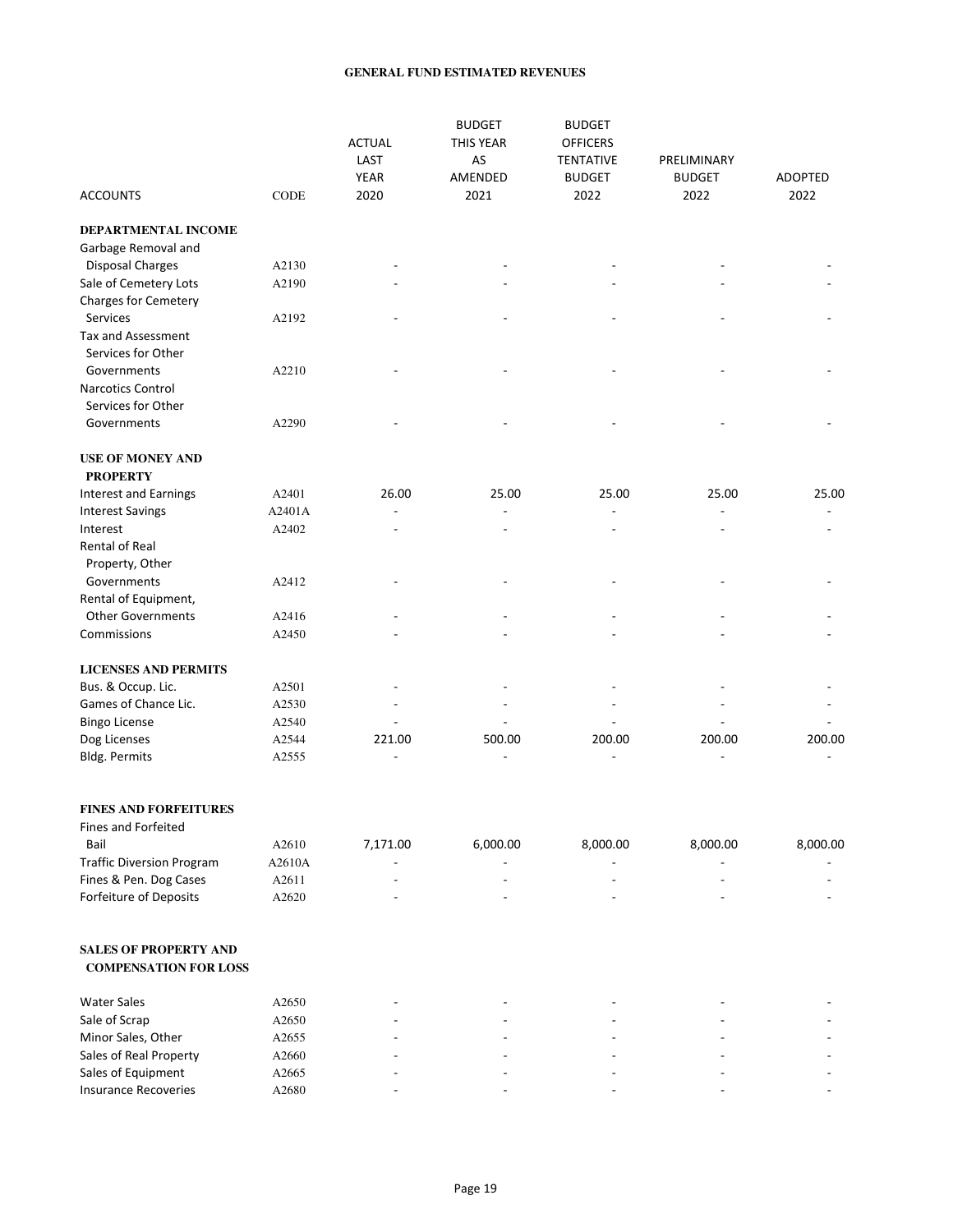**GENERAL FUND ESTIMATED REVENUES**

| ACCOUNTS | CODE | ACTUAL LAST YEAR 2020 | BUDGET THIS YEAR AS AMENDED 2021 | BUDGET OFFICERS TENTATIVE BUDGET 2022 | PRELIMINARY BUDGET 2022 | ADOPTED 2022 |
|---|---|---|---|---|---|---|
| **DEPARTMENTAL INCOME** | | | | | | |
| Garbage Removal and Disposal Charges | A2130 | - | - | - | - | - |
| Sale of Cemetery Lots | A2190 | - | - | - | - | - |
| Charges for Cemetery Services | A2192 | - | - | - | - | - |
| Tax and Assessment Services for Other Governments | A2210 | - | - | - | - | - |
| Narcotics Control Services for Other Governments | A2290 | - | - | - | - | - |
| **USE OF MONEY AND PROPERTY** | | | | | | |
| Interest and Earnings | A2401 | 26.00 | 25.00 | 25.00 | 25.00 | 25.00 |
| Interest Savings | A2401A | - | - | - | - | - |
| Interest | A2402 | - | - | - | - | - |
| Rental of Real Property, Other Governments | A2412 | - | - | - | - | - |
| Rental of Equipment, Other Governments | A2416 | - | - | - | - | - |
| Commissions | A2450 | - | - | - | - | - |
| **LICENSES AND PERMITS** | | | | | | |
| Bus. & Occup. Lic. | A2501 | - | - | - | - | - |
| Games of Chance Lic. | A2530 | - | - | - | - | - |
| Bingo License | A2540 | - | - | - | - | - |
| Dog Licenses | A2544 | 221.00 | 500.00 | 200.00 | 200.00 | 200.00 |
| Bldg. Permits | A2555 | - | - | - | - | - |
| **FINES AND FORFEITURES** | | | | | | |
| Fines and Forfeited Bail | A2610 | 7,171.00 | 6,000.00 | 8,000.00 | 8,000.00 | 8,000.00 |
| Traffic Diversion Program | A2610A | - | - | - | - | - |
| Fines & Pen. Dog Cases | A2611 | - | - | - | - | - |
| Forfeiture of Deposits | A2620 | - | - | - | - | - |
| **SALES OF PROPERTY AND COMPENSATION FOR LOSS** | | | | | | |
| Water Sales | A2650 | - | - | - | - | - |
| Sale of Scrap | A2650 | - | - | - | - | - |
| Minor Sales, Other | A2655 | - | - | - | - | - |
| Sales of Real Property | A2660 | - | - | - | - | - |
| Sales of Equipment | A2665 | - | - | - | - | - |
| Insurance Recoveries | A2680 | - | - | - | - | - |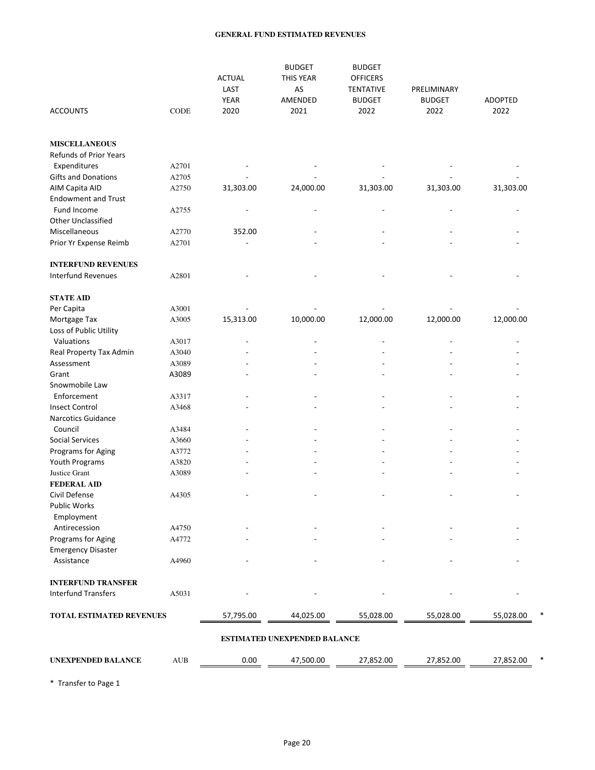# GENERAL FUND ESTIMATED REVENUES

| ACCOUNTS | CODE | ACTUAL LAST YEAR 2020 | BUDGET THIS YEAR AS AMENDED 2021 | BUDGET OFFICERS TENTATIVE BUDGET 2022 | PRELIMINARY BUDGET 2022 | ADOPTED 2022 |
|---|---|---|---|---|---|---|
| **MISCELLANEOUS** | | | | | | |
| Refunds of Prior Years Expenditures | A2701 | - | - | - | - | - |
| Gifts and Donations | A2705 | - | - | - | - | - |
| AIM Capita AID | A2750 | 31,303.00 | 24,000.00 | 31,303.00 | 31,303.00 | 31,303.00 |
| Endowment and Trust Fund Income | A2755 | - | - | - | - | - |
| Other Unclassified Miscellaneous | A2770 | 352.00 | - | - | - | - |
| Prior Yr Expense Reimb | A2701 | - | - | - | - | - |
| **INTERFUND REVENUES** | | | | | | |
| Interfund Revenues | A2801 | - | - | - | - | - |
| **STATE AID** | | | | | | |
| Per Capita | A3001 | - | - | - | - | - |
| Mortgage Tax | A3005 | 15,313.00 | 10,000.00 | 12,000.00 | 12,000.00 | 12,000.00 |
| Loss of Public Utility Valuations | A3017 | - | - | - | - | - |
| Real Property Tax Admin | A3040 | - | - | - | - | - |
| Assessment | A3089 | - | - | - | - | - |
| Grant | A3089 | - | - | - | - | - |
| Snowmobile Law Enforcement | A3317 | - | - | - | - | - |
| Insect Control | A3468 | - | - | - | - | - |
| Narcotics Guidance Council | A3484 | - | - | - | - | - |
| Social Services | A3660 | - | - | - | - | - |
| Programs for Aging | A3772 | - | - | - | - | - |
| Youth Programs | A3820 | - | - | - | - | - |
| Justice Grant | A3089 | - | - | - | - | - |
| **FEDERAL AID** | | | | | | |
| Civil Defense | A4305 | - | - | - | - | - |
| Public Works Employment Antirecession | A4750 | - | - | - | - | - |
| Programs for Aging | A4772 | - | - | - | - | - |
| Emergency Disaster Assistance | A4960 | - | - | - | - | - |
| **INTERFUND TRANSFER** | | | | | | |
| Interfund Transfers | A5031 | - | - | - | - | - |
| **TOTAL ESTIMATED REVENUES** | | 57,795.00 | 44,025.00 | 55,028.00 | 55,028.00 | 55,028.00 * |

## ESTIMATED UNEXPENDED BALANCE

| | | | | | | |
|---|---|---|---|---|---|---|
| **UNEXPENDED BALANCE** | AUB | 0.00 | 47,500.00 | 27,852.00 | 27,852.00 | 27,852.00 * |

* Transfer to Page 1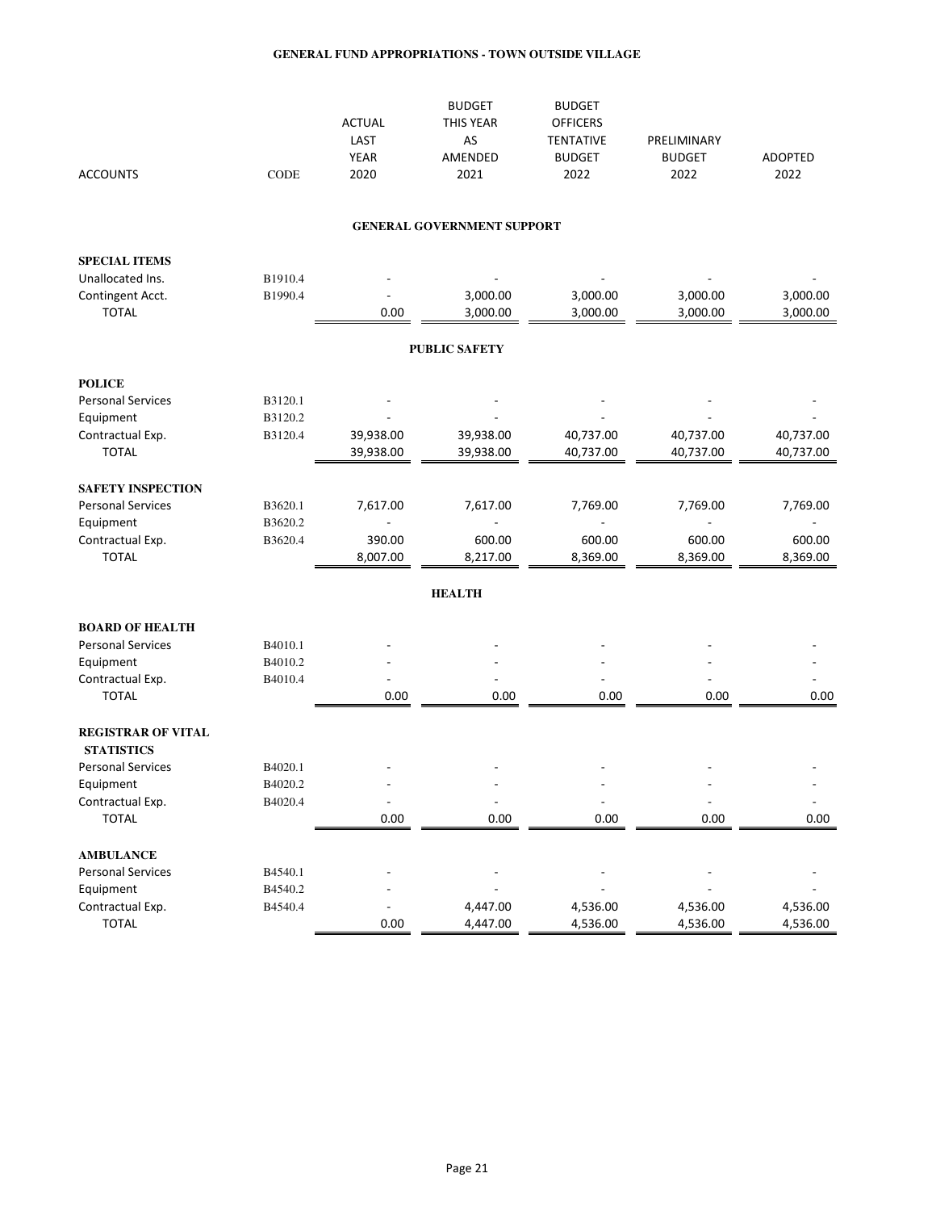# GENERAL FUND APPROPRIATIONS - TOWN OUTSIDE VILLAGE

| ACCOUNTS | CODE | ACTUAL LAST YEAR 2020 | BUDGET THIS YEAR AS AMENDED 2021 | BUDGET OFFICERS TENTATIVE BUDGET 2022 | PRELIMINARY BUDGET 2022 | ADOPTED 2022 |
|---|---|---|---|---|---|---|
| | | | **GENERAL GOVERNMENT SUPPORT** | | | |
| **SPECIAL ITEMS** | | | | | | |
| Unallocated Ins. | B1910.4 | - | - | - | - | - |
| Contingent Acct. | B1990.4 | - | 3,000.00 | 3,000.00 | 3,000.00 | 3,000.00 |
| TOTAL | | 0.00 | 3,000.00 | 3,000.00 | 3,000.00 | 3,000.00 |
| | | | **PUBLIC SAFETY** | | | |
| **POLICE** | | | | | | |
| Personal Services | B3120.1 | - | - | - | - | - |
| Equipment | B3120.2 | - | - | - | - | - |
| Contractual Exp. | B3120.4 | 39,938.00 | 39,938.00 | 40,737.00 | 40,737.00 | 40,737.00 |
| TOTAL | | 39,938.00 | 39,938.00 | 40,737.00 | 40,737.00 | 40,737.00 |
| **SAFETY INSPECTION** | | | | | | |
| Personal Services | B3620.1 | 7,617.00 | 7,617.00 | 7,769.00 | 7,769.00 | 7,769.00 |
| Equipment | B3620.2 | - | - | - | - | - |
| Contractual Exp. | B3620.4 | 390.00 | 600.00 | 600.00 | 600.00 | 600.00 |
| TOTAL | | 8,007.00 | 8,217.00 | 8,369.00 | 8,369.00 | 8,369.00 |
| | | | **HEALTH** | | | |
| **BOARD OF HEALTH** | | | | | | |
| Personal Services | B4010.1 | - | - | - | - | - |
| Equipment | B4010.2 | - | - | - | - | - |
| Contractual Exp. | B4010.4 | - | - | - | - | - |
| TOTAL | | 0.00 | 0.00 | 0.00 | 0.00 | 0.00 |
| **REGISTRAR OF VITAL STATISTICS** | | | | | | |
| Personal Services | B4020.1 | - | - | - | - | - |
| Equipment | B4020.2 | - | - | - | - | - |
| Contractual Exp. | B4020.4 | - | - | - | - | - |
| TOTAL | | 0.00 | 0.00 | 0.00 | 0.00 | 0.00 |
| **AMBULANCE** | | | | | | |
| Personal Services | B4540.1 | - | - | - | - | - |
| Equipment | B4540.2 | - | - | - | - | - |
| Contractual Exp. | B4540.4 | - | 4,447.00 | 4,536.00 | 4,536.00 | 4,536.00 |
| TOTAL | | 0.00 | 4,447.00 | 4,536.00 | 4,536.00 | 4,536.00 |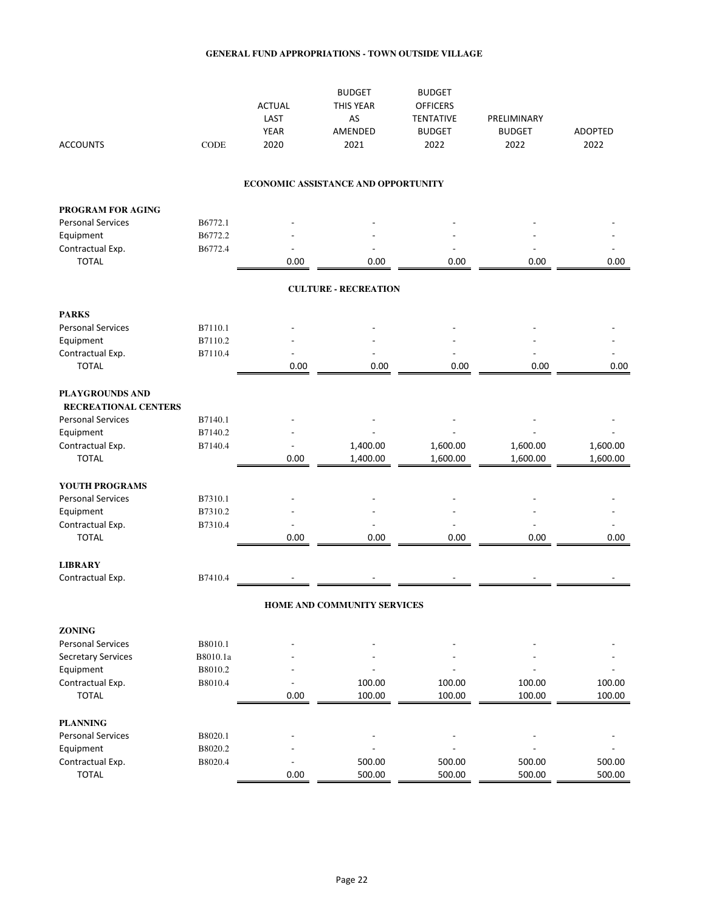## GENERAL FUND APPROPRIATIONS - TOWN OUTSIDE VILLAGE

| ACCOUNTS | CODE | ACTUAL LAST YEAR 2020 | BUDGET THIS YEAR AS AMENDED 2021 | BUDGET OFFICERS TENTATIVE BUDGET 2022 | PRELIMINARY BUDGET 2022 | ADOPTED 2022 |
|---|---|---|---|---|---|---|
| **ECONOMIC ASSISTANCE AND OPPORTUNITY** | | | | | | |
| **PROGRAM FOR AGING** | | | | | | |
| Personal Services | B6772.1 | - | - | - | - | - |
| Equipment | B6772.2 | - | - | - | - | - |
| Contractual Exp. | B6772.4 | - | - | - | - | - |
| TOTAL | | 0.00 | 0.00 | 0.00 | 0.00 | 0.00 |
| **CULTURE - RECREATION** | | | | | | |
| **PARKS** | | | | | | |
| Personal Services | B7110.1 | - | - | - | - | - |
| Equipment | B7110.2 | - | - | - | - | - |
| Contractual Exp. | B7110.4 | - | - | - | - | - |
| TOTAL | | 0.00 | 0.00 | 0.00 | 0.00 | 0.00 |
| **PLAYGROUNDS AND RECREATIONAL CENTERS** | | | | | | |
| Personal Services | B7140.1 | - | - | - | - | - |
| Equipment | B7140.2 | - | - | - | - | - |
| Contractual Exp. | B7140.4 | - | 1,400.00 | 1,600.00 | 1,600.00 | 1,600.00 |
| TOTAL | | 0.00 | 1,400.00 | 1,600.00 | 1,600.00 | 1,600.00 |
| **YOUTH PROGRAMS** | | | | | | |
| Personal Services | B7310.1 | - | - | - | - | - |
| Equipment | B7310.2 | - | - | - | - | - |
| Contractual Exp. | B7310.4 | - | - | - | - | - |
| TOTAL | | 0.00 | 0.00 | 0.00 | 0.00 | 0.00 |
| **LIBRARY** | | | | | | |
| Contractual Exp. | B7410.4 | - | - | - | - | - |
| **HOME AND COMMUNITY SERVICES** | | | | | | |
| **ZONING** | | | | | | |
| Personal Services | B8010.1 | - | - | - | - | - |
| Secretary Services | B8010.1a | - | - | - | - | - |
| Equipment | B8010.2 | - | - | - | - | - |
| Contractual Exp. | B8010.4 | - | 100.00 | 100.00 | 100.00 | 100.00 |
| TOTAL | | 0.00 | 100.00 | 100.00 | 100.00 | 100.00 |
| **PLANNING** | | | | | | |
| Personal Services | B8020.1 | - | - | - | - | - |
| Equipment | B8020.2 | - | - | - | - | - |
| Contractual Exp. | B8020.4 | - | 500.00 | 500.00 | 500.00 | 500.00 |
| TOTAL | | 0.00 | 500.00 | 500.00 | 500.00 | 500.00 |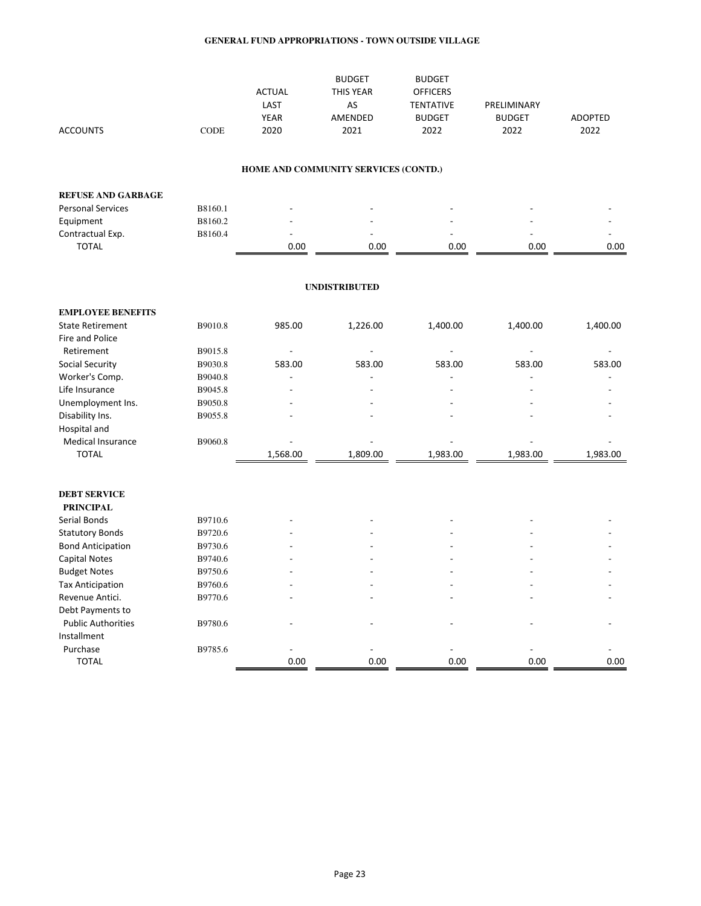## GENERAL FUND APPROPRIATIONS - TOWN OUTSIDE VILLAGE

| ACCOUNTS | CODE | ACTUAL LAST YEAR 2020 | BUDGET THIS YEAR AS AMENDED 2021 | BUDGET OFFICERS TENTATIVE BUDGET 2022 | PRELIMINARY BUDGET 2022 | ADOPTED 2022 |
|---|---|---|---|---|---|---|

### HOME AND COMMUNITY SERVICES (CONTD.)

| ACCOUNTS | CODE | ACTUAL LAST YEAR 2020 | BUDGET THIS YEAR AS AMENDED 2021 | BUDGET OFFICERS TENTATIVE BUDGET 2022 | PRELIMINARY BUDGET 2022 | ADOPTED 2022 |
|---|---|---|---|---|---|---|
| **REFUSE AND GARBAGE** | | | | | | |
| Personal Services | B8160.1 | - | - | - | - | - |
| Equipment | B8160.2 | - | - | - | - | - |
| Contractual Exp. | B8160.4 | - | - | - | - | - |
| TOTAL | | 0.00 | 0.00 | 0.00 | 0.00 | 0.00 |

### UNDISTRIBUTED

| ACCOUNTS | CODE | ACTUAL LAST YEAR 2020 | BUDGET THIS YEAR AS AMENDED 2021 | BUDGET OFFICERS TENTATIVE BUDGET 2022 | PRELIMINARY BUDGET 2022 | ADOPTED 2022 |
|---|---|---|---|---|---|---|
| **EMPLOYEE BENEFITS** | | | | | | |
| State Retirement | B9010.8 | 985.00 | 1,226.00 | 1,400.00 | 1,400.00 | 1,400.00 |
| Fire and Police Retirement | B9015.8 | - | - | - | - | - |
| Social Security | B9030.8 | 583.00 | 583.00 | 583.00 | 583.00 | 583.00 |
| Worker's Comp. | B9040.8 | - | - | - | - | - |
| Life Insurance | B9045.8 | - | - | - | - | - |
| Unemployment Ins. | B9050.8 | - | - | - | - | - |
| Disability Ins. | B9055.8 | - | - | - | - | - |
| Hospital and Medical Insurance | B9060.8 | - | - | - | - | - |
| TOTAL | | 1,568.00 | 1,809.00 | 1,983.00 | 1,983.00 | 1,983.00 |
| **DEBT SERVICE** | | | | | | |
| **PRINCIPAL** | | | | | | |
| Serial Bonds | B9710.6 | - | - | - | - | - |
| Statutory Bonds | B9720.6 | - | - | - | - | - |
| Bond Anticipation | B9730.6 | - | - | - | - | - |
| Capital Notes | B9740.6 | - | - | - | - | - |
| Budget Notes | B9750.6 | - | - | - | - | - |
| Tax Anticipation | B9760.6 | - | - | - | - | - |
| Revenue Antici. | B9770.6 | - | - | - | - | - |
| Debt Payments to Public Authorities | B9780.6 | - | - | - | - | - |
| Installment Purchase | B9785.6 | - | - | - | - | - |
| TOTAL | | 0.00 | 0.00 | 0.00 | 0.00 | 0.00 |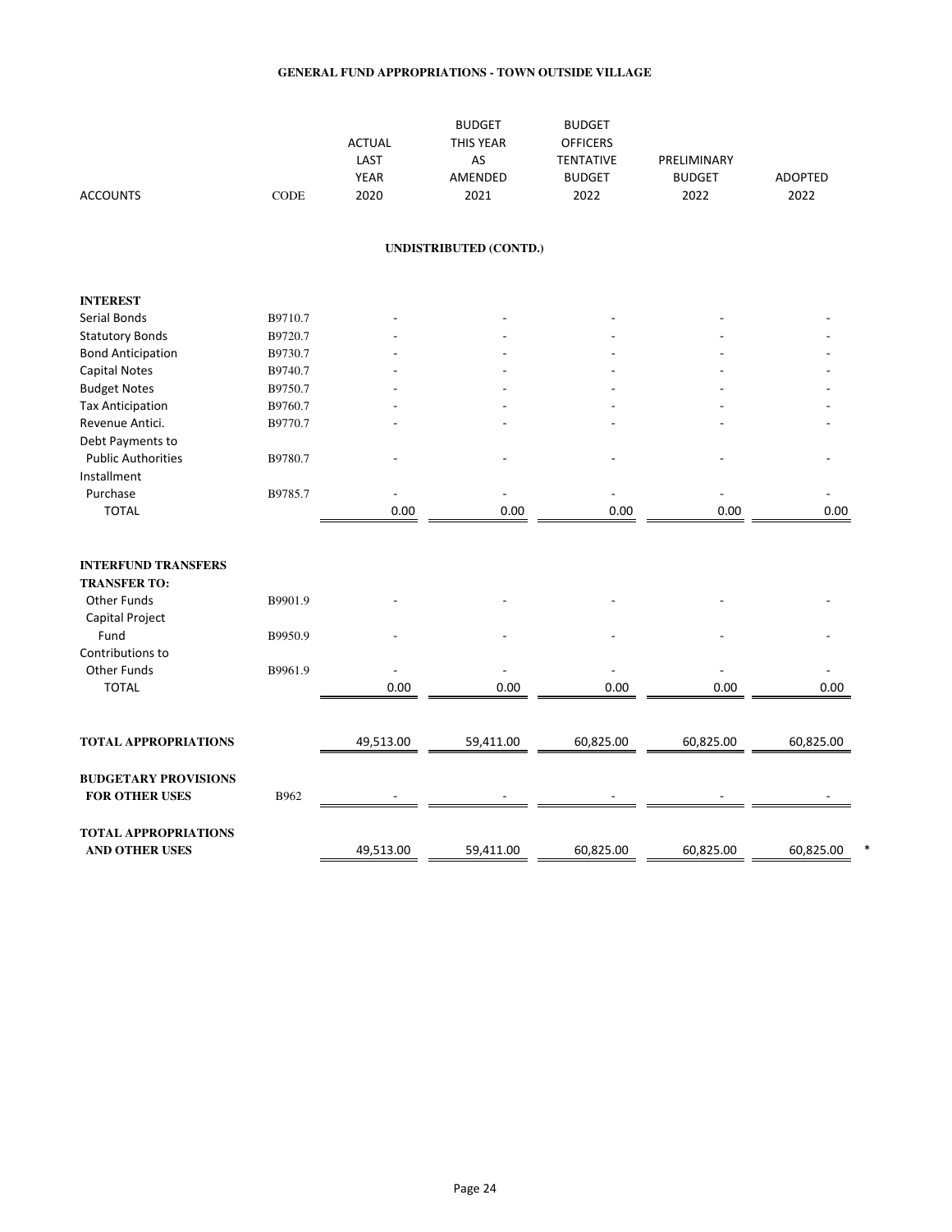# GENERAL FUND APPROPRIATIONS - TOWN OUTSIDE VILLAGE

## UNDISTRIBUTED (CONTD.)

| ACCOUNTS | CODE | ACTUAL LAST YEAR 2020 | BUDGET THIS YEAR AS AMENDED 2021 | BUDGET OFFICERS TENTATIVE BUDGET 2022 | PRELIMINARY BUDGET 2022 | ADOPTED 2022 |
|---|---|---|---|---|---|---|
| **INTEREST** | | | | | | |
| Serial Bonds | B9710.7 | - | - | - | - | - |
| Statutory Bonds | B9720.7 | - | - | - | - | - |
| Bond Anticipation | B9730.7 | - | - | - | - | - |
| Capital Notes | B9740.7 | - | - | - | - | - |
| Budget Notes | B9750.7 | - | - | - | - | - |
| Tax Anticipation | B9760.7 | - | - | - | - | - |
| Revenue Antici. | B9770.7 | - | - | - | - | - |
| Debt Payments to Public Authorities | B9780.7 | - | - | - | - | - |
| Installment Purchase | B9785.7 | - | - | - | - | - |
| TOTAL | | 0.00 | 0.00 | 0.00 | 0.00 | 0.00 |
| **INTERFUND TRANSFERS** | | | | | | |
| **TRANSFER TO:** | | | | | | |
| Other Funds | B9901.9 | - | - | - | - | - |
| Capital Project Fund | B9950.9 | - | - | - | - | - |
| Contributions to Other Funds | B9961.9 | - | - | - | - | - |
| TOTAL | | 0.00 | 0.00 | 0.00 | 0.00 | 0.00 |
| **TOTAL APPROPRIATIONS** | | 49,513.00 | 59,411.00 | 60,825.00 | 60,825.00 | 60,825.00 |
| **BUDGETARY PROVISIONS FOR OTHER USES** | B962 | - | - | - | - | - |
| **TOTAL APPROPRIATIONS AND OTHER USES** | | 49,513.00 | 59,411.00 | 60,825.00 | 60,825.00 | 60,825.00 * |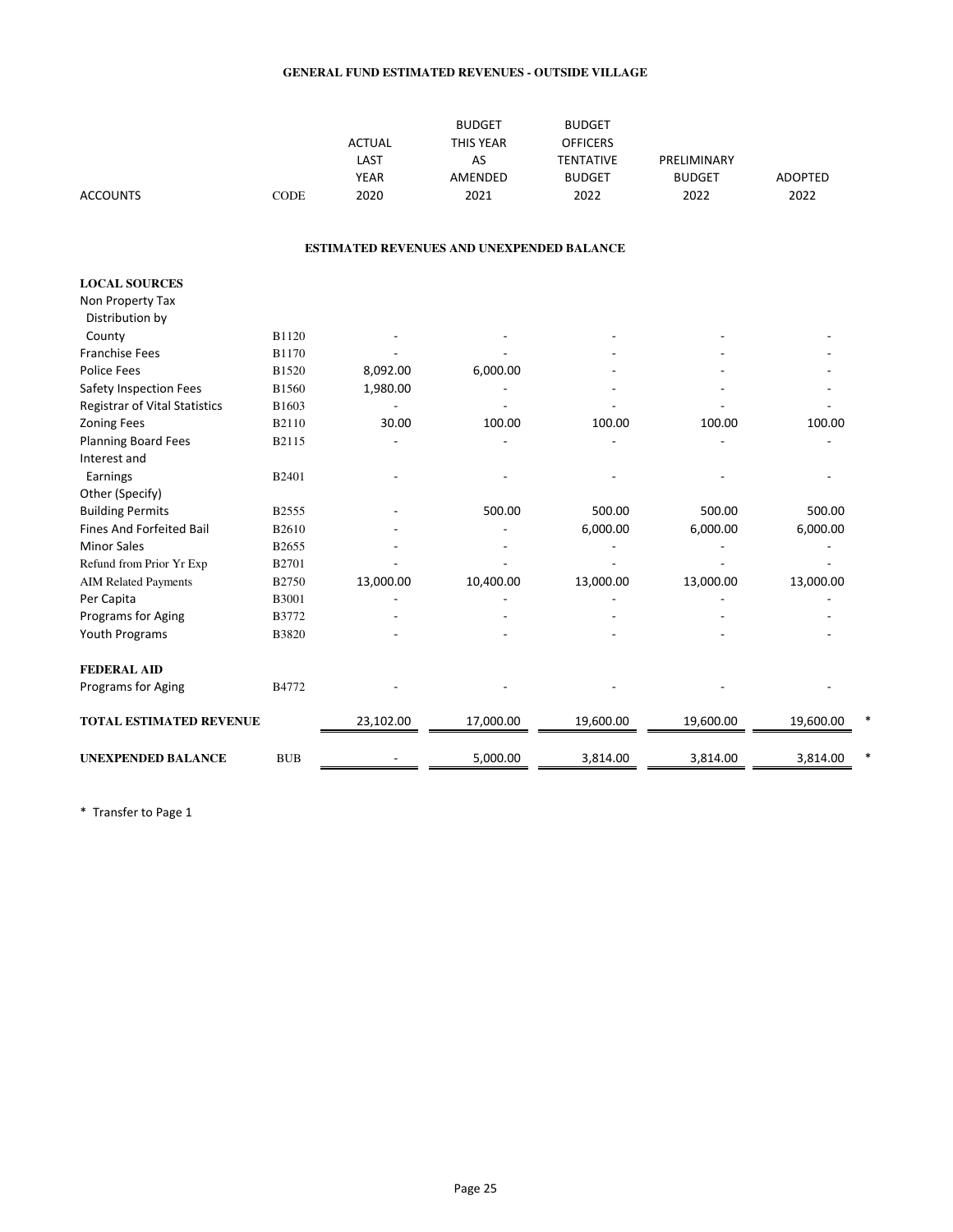## GENERAL FUND ESTIMATED REVENUES - OUTSIDE VILLAGE

| ACCOUNTS | CODE | ACTUAL LAST YEAR 2020 | BUDGET THIS YEAR AS AMENDED 2021 | BUDGET OFFICERS TENTATIVE BUDGET 2022 | PRELIMINARY BUDGET 2022 | ADOPTED 2022 | |
|---|---|---|---|---|---|---|---|
| **ESTIMATED REVENUES AND UNEXPENDED BALANCE** | | | | | | | |
| **LOCAL SOURCES** | | | | | | | |
| Non Property Tax Distribution by County | B1120 | - | - | - | - | - | |
| Franchise Fees | B1170 | - | - | - | - | - | |
| Police Fees | B1520 | 8,092.00 | 6,000.00 | - | - | - | |
| Safety Inspection Fees | B1560 | 1,980.00 | - | - | - | - | |
| Registrar of Vital Statistics | B1603 | - | - | - | - | - | |
| Zoning Fees | B2110 | 30.00 | 100.00 | 100.00 | 100.00 | 100.00 | |
| Planning Board Fees | B2115 | - | - | - | - | - | |
| Interest and Earnings | B2401 | - | - | - | - | - | |
| Other (Specify) | | | | | | | |
| Building Permits | B2555 | - | 500.00 | 500.00 | 500.00 | 500.00 | |
| Fines And Forfeited Bail | B2610 | - | - | 6,000.00 | 6,000.00 | 6,000.00 | |
| Minor Sales | B2655 | - | - | - | - | - | |
| Refund from Prior Yr Exp | B2701 | - | - | - | - | - | |
| AIM Related Payments | B2750 | 13,000.00 | 10,400.00 | 13,000.00 | 13,000.00 | 13,000.00 | |
| Per Capita | B3001 | - | - | - | - | - | |
| Programs for Aging | B3772 | - | - | - | - | - | |
| Youth Programs | B3820 | - | - | - | - | - | |
| **FEDERAL AID** | | | | | | | |
| Programs for Aging | B4772 | - | - | - | - | - | |
| **TOTAL ESTIMATED REVENUE** | | 23,102.00 | 17,000.00 | 19,600.00 | 19,600.00 | 19,600.00 | * |
| **UNEXPENDED BALANCE** | BUB | - | 5,000.00 | 3,814.00 | 3,814.00 | 3,814.00 | * |

* Transfer to Page 1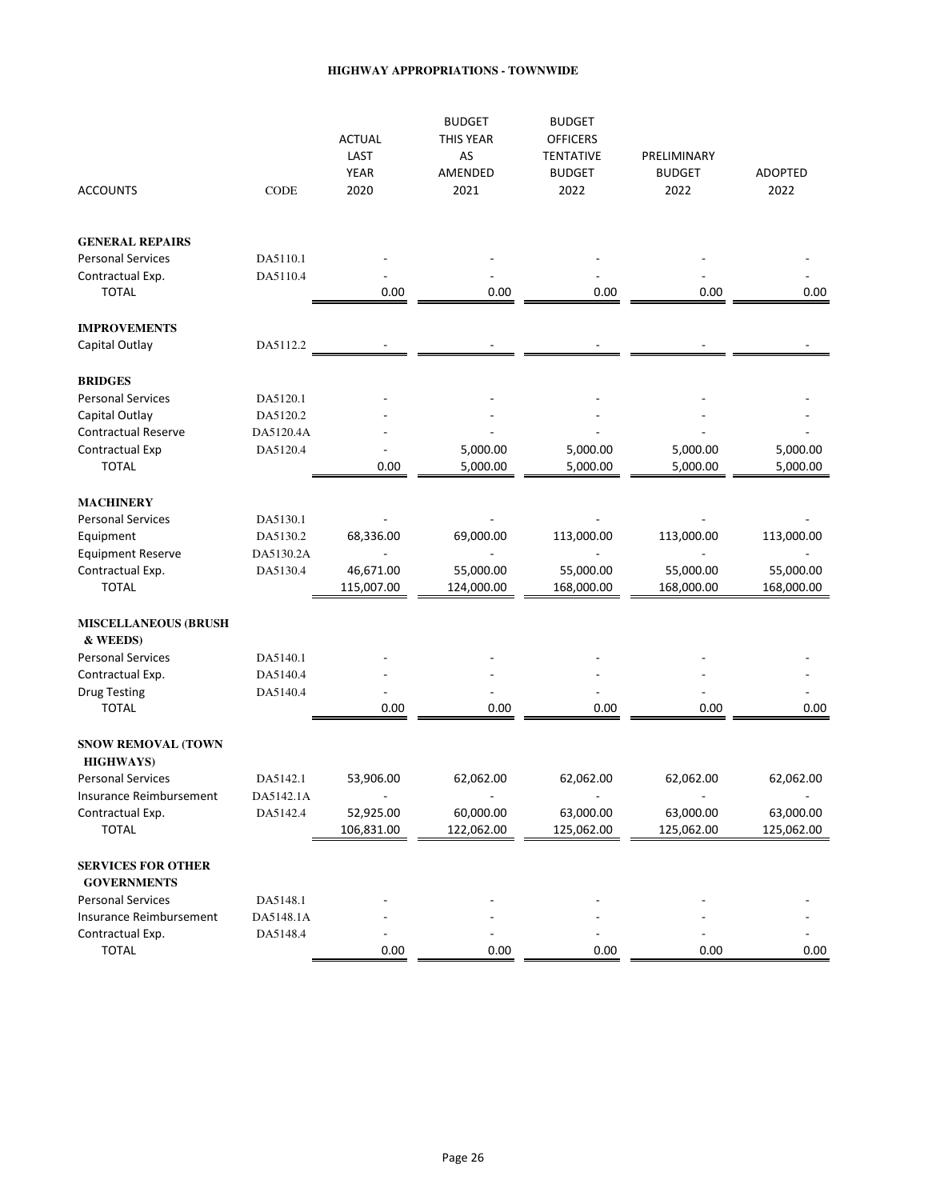# HIGHWAY APPROPRIATIONS - TOWNWIDE

| ACCOUNTS | CODE | ACTUAL LAST YEAR 2020 | BUDGET THIS YEAR AS AMENDED 2021 | BUDGET OFFICERS TENTATIVE BUDGET 2022 | PRELIMINARY BUDGET 2022 | ADOPTED 2022 |
|---|---|---|---|---|---|---|
| **GENERAL REPAIRS** | | | | | | |
| Personal Services | DA5110.1 | - | - | - | - | - |
| Contractual Exp. | DA5110.4 | - | - | - | - | - |
| TOTAL | | 0.00 | 0.00 | 0.00 | 0.00 | 0.00 |
| **IMPROVEMENTS** | | | | | | |
| Capital Outlay | DA5112.2 | - | - | - | - | - |
| **BRIDGES** | | | | | | |
| Personal Services | DA5120.1 | - | - | - | - | - |
| Capital Outlay | DA5120.2 | - | - | - | - | - |
| Contractual Reserve | DA5120.4A | - | - | - | - | - |
| Contractual Exp | DA5120.4 | - | 5,000.00 | 5,000.00 | 5,000.00 | 5,000.00 |
| TOTAL | | 0.00 | 5,000.00 | 5,000.00 | 5,000.00 | 5,000.00 |
| **MACHINERY** | | | | | | |
| Personal Services | DA5130.1 | - | - | - | - | - |
| Equipment | DA5130.2 | 68,336.00 | 69,000.00 | 113,000.00 | 113,000.00 | 113,000.00 |
| Equipment Reserve | DA5130.2A | - | - | - | - | - |
| Contractual Exp. | DA5130.4 | 46,671.00 | 55,000.00 | 55,000.00 | 55,000.00 | 55,000.00 |
| TOTAL | | 115,007.00 | 124,000.00 | 168,000.00 | 168,000.00 | 168,000.00 |
| **MISCELLANEOUS (BRUSH & WEEDS)** | | | | | | |
| Personal Services | DA5140.1 | - | - | - | - | - |
| Contractual Exp. | DA5140.4 | - | - | - | - | - |
| Drug Testing | DA5140.4 | - | - | - | - | - |
| TOTAL | | 0.00 | 0.00 | 0.00 | 0.00 | 0.00 |
| **SNOW REMOVAL (TOWN HIGHWAYS)** | | | | | | |
| Personal Services | DA5142.1 | 53,906.00 | 62,062.00 | 62,062.00 | 62,062.00 | 62,062.00 |
| Insurance Reimbursement | DA5142.1A | - | - | - | - | - |
| Contractual Exp. | DA5142.4 | 52,925.00 | 60,000.00 | 63,000.00 | 63,000.00 | 63,000.00 |
| TOTAL | | 106,831.00 | 122,062.00 | 125,062.00 | 125,062.00 | 125,062.00 |
| **SERVICES FOR OTHER GOVERNMENTS** | | | | | | |
| Personal Services | DA5148.1 | - | - | - | - | - |
| Insurance Reimbursement | DA5148.1A | - | - | - | - | - |
| Contractual Exp. | DA5148.4 | - | - | - | - | - |
| TOTAL | | 0.00 | 0.00 | 0.00 | 0.00 | 0.00 |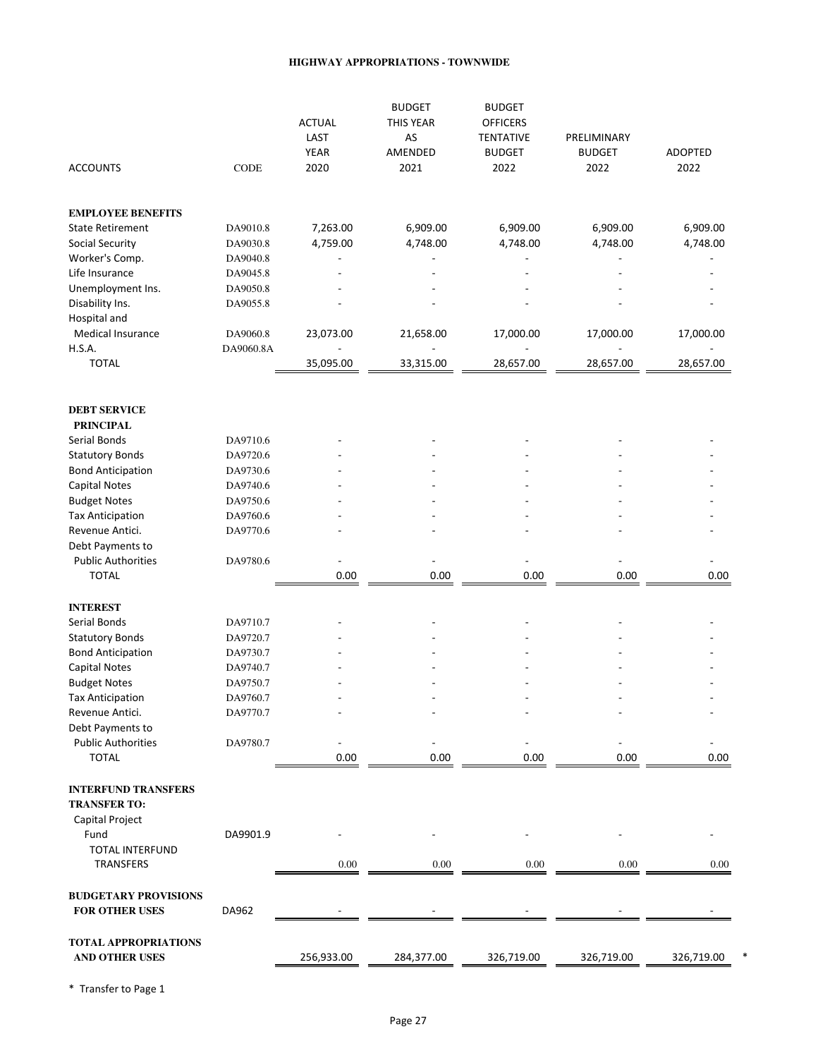# HIGHWAY APPROPRIATIONS - TOWNWIDE

| ACCOUNTS | CODE | ACTUAL LAST YEAR 2020 | BUDGET THIS YEAR AS AMENDED 2021 | BUDGET OFFICERS TENTATIVE BUDGET 2022 | PRELIMINARY BUDGET 2022 | ADOPTED 2022 |
|---|---|---|---|---|---|---|
| **EMPLOYEE BENEFITS** | | | | | | |
| State Retirement | DA9010.8 | 7,263.00 | 6,909.00 | 6,909.00 | 6,909.00 | 6,909.00 |
| Social Security | DA9030.8 | 4,759.00 | 4,748.00 | 4,748.00 | 4,748.00 | 4,748.00 |
| Worker's Comp. | DA9040.8 | - | - | - | - | - |
| Life Insurance | DA9045.8 | - | - | - | - | - |
| Unemployment Ins. | DA9050.8 | - | - | - | - | - |
| Disability Ins. | DA9055.8 | - | - | - | - | - |
| Hospital and Medical Insurance | DA9060.8 | 23,073.00 | 21,658.00 | 17,000.00 | 17,000.00 | 17,000.00 |
| H.S.A. | DA9060.8A | - | - | - | - | - |
| TOTAL | | 35,095.00 | 33,315.00 | 28,657.00 | 28,657.00 | 28,657.00 |
| **DEBT SERVICE** | | | | | | |
| **PRINCIPAL** | | | | | | |
| Serial Bonds | DA9710.6 | - | - | - | - | - |
| Statutory Bonds | DA9720.6 | - | - | - | - | - |
| Bond Anticipation | DA9730.6 | - | - | - | - | - |
| Capital Notes | DA9740.6 | - | - | - | - | - |
| Budget Notes | DA9750.6 | - | - | - | - | - |
| Tax Anticipation | DA9760.6 | - | - | - | - | - |
| Revenue Antici. | DA9770.6 | - | - | - | - | - |
| Debt Payments to Public Authorities | DA9780.6 | - | - | - | - | - |
| TOTAL | | 0.00 | 0.00 | 0.00 | 0.00 | 0.00 |
| **INTEREST** | | | | | | |
| Serial Bonds | DA9710.7 | - | - | - | - | - |
| Statutory Bonds | DA9720.7 | - | - | - | - | - |
| Bond Anticipation | DA9730.7 | - | - | - | - | - |
| Capital Notes | DA9740.7 | - | - | - | - | - |
| Budget Notes | DA9750.7 | - | - | - | - | - |
| Tax Anticipation | DA9760.7 | - | - | - | - | - |
| Revenue Antici. | DA9770.7 | - | - | - | - | - |
| Debt Payments to Public Authorities | DA9780.7 | - | - | - | - | - |
| TOTAL | | 0.00 | 0.00 | 0.00 | 0.00 | 0.00 |
| **INTERFUND TRANSFERS** | | | | | | |
| **TRANSFER TO:** | | | | | | |
| Capital Project Fund | DA9901.9 | - | - | - | - | - |
| TOTAL INTERFUND TRANSFERS | | 0.00 | 0.00 | 0.00 | 0.00 | 0.00 |
| **BUDGETARY PROVISIONS FOR OTHER USES** | DA962 | - | - | - | - | - |
| **TOTAL APPROPRIATIONS AND OTHER USES** | | 256,933.00 | 284,377.00 | 326,719.00 | 326,719.00 | 326,719.00 * |

* Transfer to Page 1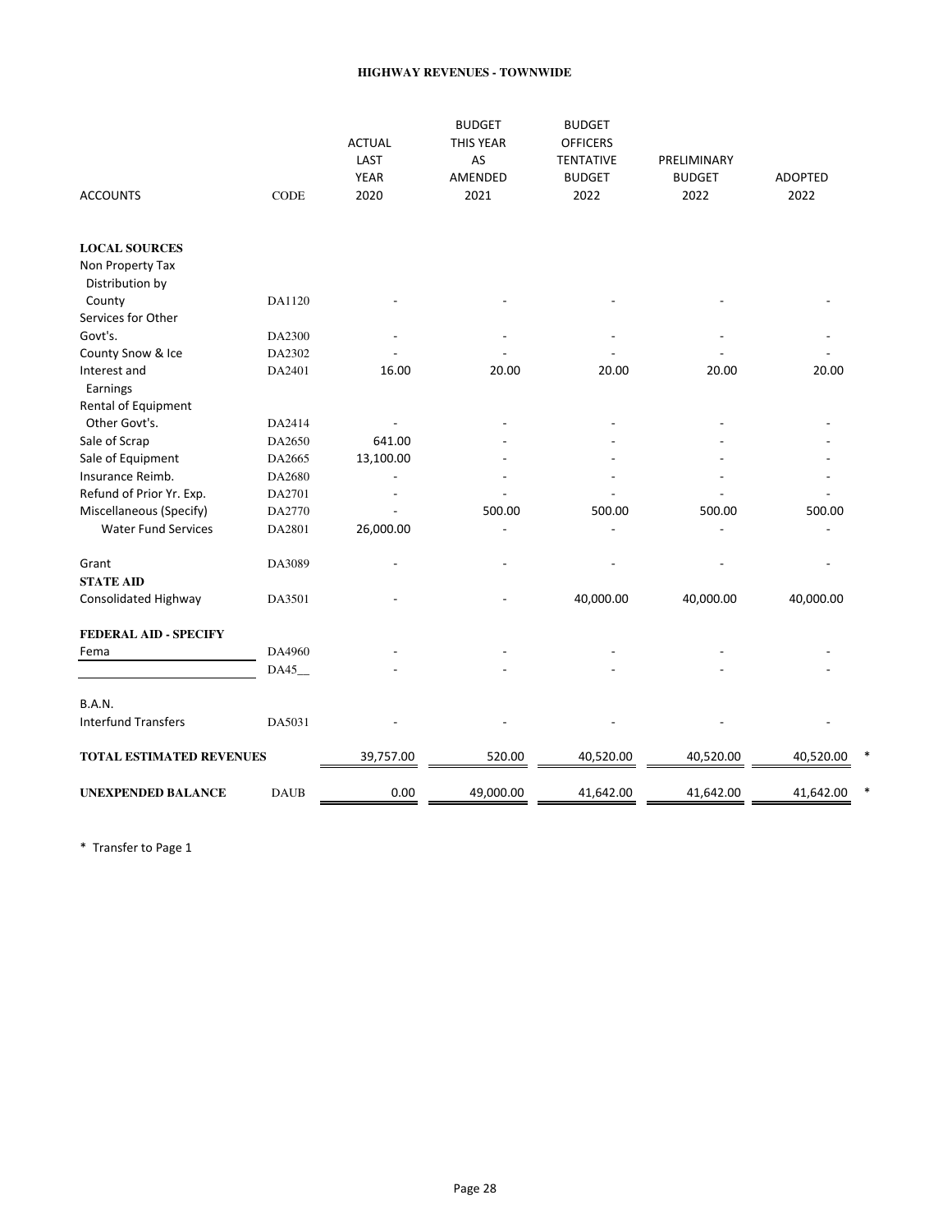# HIGHWAY REVENUES - TOWNWIDE

| ACCOUNTS | CODE | ACTUAL LAST YEAR 2020 | BUDGET THIS YEAR AS AMENDED 2021 | BUDGET OFFICERS TENTATIVE BUDGET 2022 | PRELIMINARY BUDGET 2022 | ADOPTED 2022 | |
|---|---|---|---|---|---|---|---|
| **LOCAL SOURCES** | | | | | | | |
| Non Property Tax Distribution by County | DA1120 | - | - | - | - | - | |
| Services for Other Govt's. | DA2300 | - | - | - | - | - | |
| County Snow & Ice | DA2302 | - | - | - | - | - | |
| Interest and Earnings | DA2401 | 16.00 | 20.00 | 20.00 | 20.00 | 20.00 | |
| Rental of Equipment Other Govt's. | DA2414 | - | - | - | - | - | |
| Sale of Scrap | DA2650 | 641.00 | - | - | - | - | |
| Sale of Equipment | DA2665 | 13,100.00 | - | - | - | - | |
| Insurance Reimb. | DA2680 | - | - | - | - | - | |
| Refund of Prior Yr. Exp. | DA2701 | - | - | - | - | - | |
| Miscellaneous (Specify) | DA2770 | - | 500.00 | 500.00 | 500.00 | 500.00 | |
| Water Fund Services | DA2801 | 26,000.00 | - | - | - | - | |
| Grant | DA3089 | - | - | - | - | - | |
| **STATE AID** | | | | | | | |
| Consolidated Highway | DA3501 | - | - | 40,000.00 | 40,000.00 | 40,000.00 | |
| **FEDERAL AID - SPECIFY** | | | | | | | |
| Fema | DA4960 | - | - | - | - | - | |
| | DA45__ | - | - | - | - | - | |
| B.A.N. | | | | | | | |
| Interfund Transfers | DA5031 | - | - | - | - | - | |
| **TOTAL ESTIMATED REVENUES** | | 39,757.00 | 520.00 | 40,520.00 | 40,520.00 | 40,520.00 | * |
| **UNEXPENDED BALANCE** | DAUB | 0.00 | 49,000.00 | 41,642.00 | 41,642.00 | 41,642.00 | * |

* Transfer to Page 1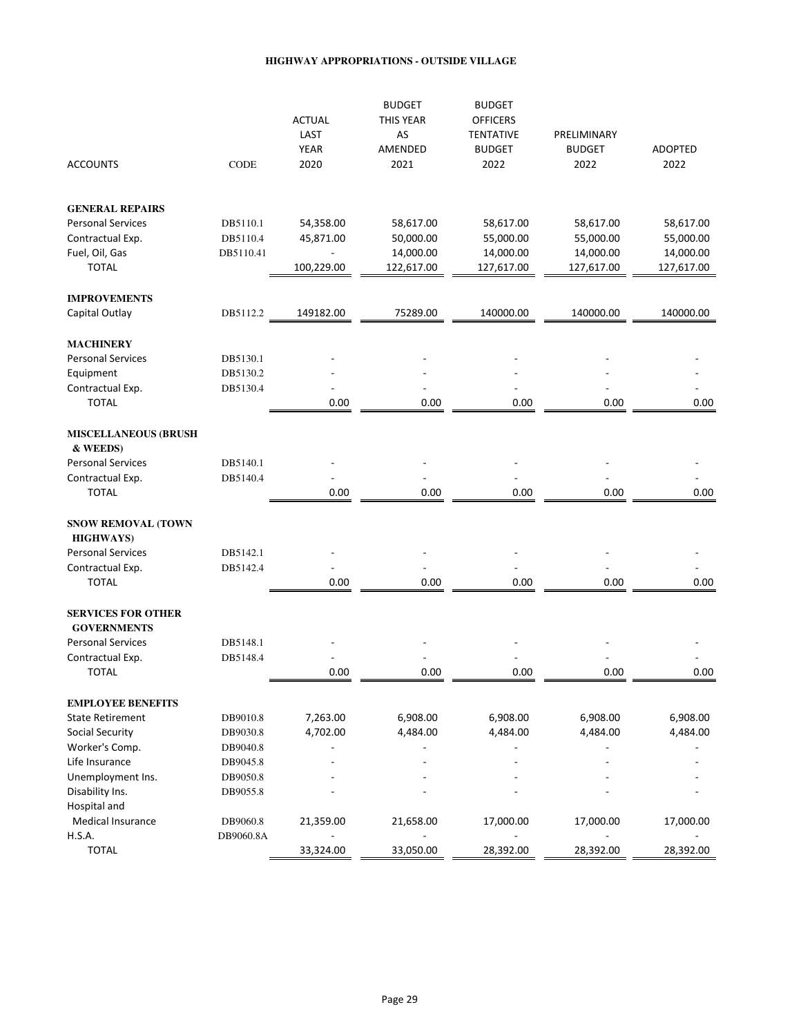# HIGHWAY APPROPRIATIONS - OUTSIDE VILLAGE

| ACCOUNTS | CODE | ACTUAL LAST YEAR 2020 | BUDGET THIS YEAR AS AMENDED 2021 | BUDGET OFFICERS TENTATIVE BUDGET 2022 | PRELIMINARY BUDGET 2022 | ADOPTED 2022 |
|---|---|---|---|---|---|---|
| **GENERAL REPAIRS** | | | | | | |
| Personal Services | DB5110.1 | 54,358.00 | 58,617.00 | 58,617.00 | 58,617.00 | 58,617.00 |
| Contractual Exp. | DB5110.4 | 45,871.00 | 50,000.00 | 55,000.00 | 55,000.00 | 55,000.00 |
| Fuel, Oil, Gas | DB5110.41 | - | 14,000.00 | 14,000.00 | 14,000.00 | 14,000.00 |
| TOTAL | | 100,229.00 | 122,617.00 | 127,617.00 | 127,617.00 | 127,617.00 |
| **IMPROVEMENTS** | | | | | | |
| Capital Outlay | DB5112.2 | 149182.00 | 75289.00 | 140000.00 | 140000.00 | 140000.00 |
| **MACHINERY** | | | | | | |
| Personal Services | DB5130.1 | - | - | - | - | - |
| Equipment | DB5130.2 | - | - | - | - | - |
| Contractual Exp. | DB5130.4 | - | - | - | - | - |
| TOTAL | | 0.00 | 0.00 | 0.00 | 0.00 | 0.00 |
| **MISCELLANEOUS (BRUSH & WEEDS)** | | | | | | |
| Personal Services | DB5140.1 | - | - | - | - | - |
| Contractual Exp. | DB5140.4 | - | - | - | - | - |
| TOTAL | | 0.00 | 0.00 | 0.00 | 0.00 | 0.00 |
| **SNOW REMOVAL (TOWN HIGHWAYS)** | | | | | | |
| Personal Services | DB5142.1 | - | - | - | - | - |
| Contractual Exp. | DB5142.4 | - | - | - | - | - |
| TOTAL | | 0.00 | 0.00 | 0.00 | 0.00 | 0.00 |
| **SERVICES FOR OTHER GOVERNMENTS** | | | | | | |
| Personal Services | DB5148.1 | - | - | - | - | - |
| Contractual Exp. | DB5148.4 | - | - | - | - | - |
| TOTAL | | 0.00 | 0.00 | 0.00 | 0.00 | 0.00 |
| **EMPLOYEE BENEFITS** | | | | | | |
| State Retirement | DB9010.8 | 7,263.00 | 6,908.00 | 6,908.00 | 6,908.00 | 6,908.00 |
| Social Security | DB9030.8 | 4,702.00 | 4,484.00 | 4,484.00 | 4,484.00 | 4,484.00 |
| Worker's Comp. | DB9040.8 | - | - | - | - | - |
| Life Insurance | DB9045.8 | - | - | - | - | - |
| Unemployment Ins. | DB9050.8 | - | - | - | - | - |
| Disability Ins. | DB9055.8 | - | - | - | - | - |
| Hospital and Medical Insurance | DB9060.8 | 21,359.00 | 21,658.00 | 17,000.00 | 17,000.00 | 17,000.00 |
| H.S.A. | DB9060.8A | - | - | - | - | - |
| TOTAL | | 33,324.00 | 33,050.00 | 28,392.00 | 28,392.00 | 28,392.00 |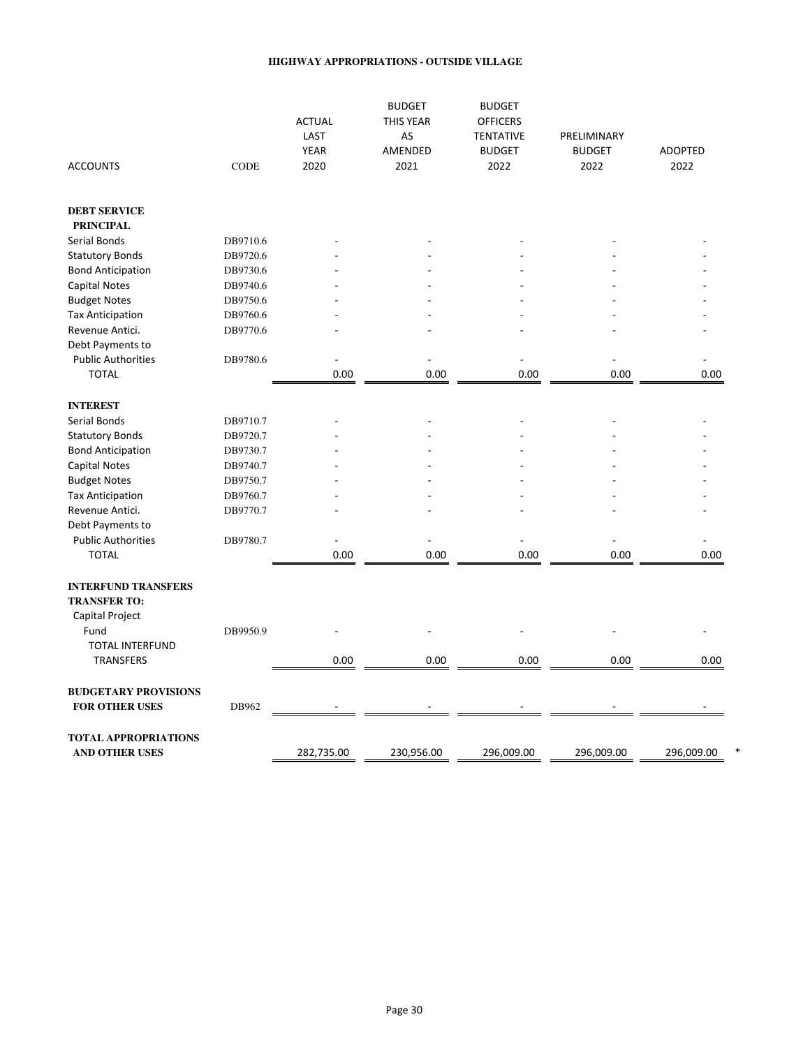## HIGHWAY APPROPRIATIONS - OUTSIDE VILLAGE

| ACCOUNTS | CODE | ACTUAL LAST YEAR 2020 | BUDGET THIS YEAR AS AMENDED 2021 | BUDGET OFFICERS TENTATIVE BUDGET 2022 | PRELIMINARY BUDGET 2022 | ADOPTED 2022 |
|---|---|---|---|---|---|---|
| **DEBT SERVICE** | | | | | | |
| **PRINCIPAL** | | | | | | |
| Serial Bonds | DB9710.6 | - | - | - | - | - |
| Statutory Bonds | DB9720.6 | - | - | - | - | - |
| Bond Anticipation | DB9730.6 | - | - | - | - | - |
| Capital Notes | DB9740.6 | - | - | - | - | - |
| Budget Notes | DB9750.6 | - | - | - | - | - |
| Tax Anticipation | DB9760.6 | - | - | - | - | - |
| Revenue Antici. | DB9770.6 | - | - | - | - | - |
| Debt Payments to Public Authorities | DB9780.6 | - | - | - | - | - |
| TOTAL | | 0.00 | 0.00 | 0.00 | 0.00 | 0.00 |
| **INTEREST** | | | | | | |
| Serial Bonds | DB9710.7 | - | - | - | - | - |
| Statutory Bonds | DB9720.7 | - | - | - | - | - |
| Bond Anticipation | DB9730.7 | - | - | - | - | - |
| Capital Notes | DB9740.7 | - | - | - | - | - |
| Budget Notes | DB9750.7 | - | - | - | - | - |
| Tax Anticipation | DB9760.7 | - | - | - | - | - |
| Revenue Antici. | DB9770.7 | - | - | - | - | - |
| Debt Payments to Public Authorities | DB9780.7 | - | - | - | - | - |
| TOTAL | | 0.00 | 0.00 | 0.00 | 0.00 | 0.00 |
| **INTERFUND TRANSFERS** | | | | | | |
| **TRANSFER TO:** | | | | | | |
| Capital Project Fund | DB9950.9 | - | - | - | - | - |
| TOTAL INTERFUND TRANSFERS | | 0.00 | 0.00 | 0.00 | 0.00 | 0.00 |
| **BUDGETARY PROVISIONS FOR OTHER USES** | DB962 | - | - | - | - | - |
| **TOTAL APPROPRIATIONS AND OTHER USES** | | 282,735.00 | 230,956.00 | 296,009.00 | 296,009.00 | 296,009.00 * |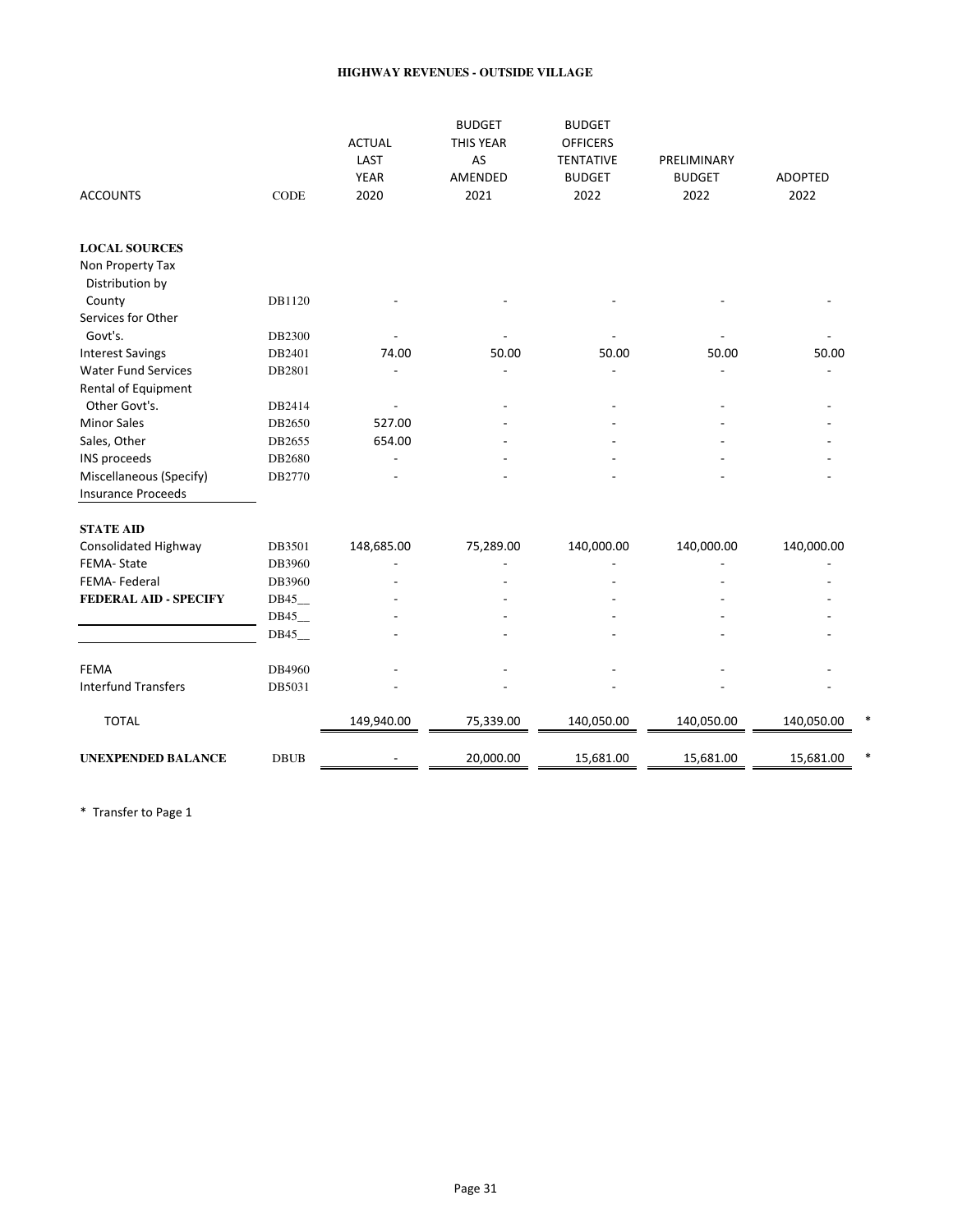# HIGHWAY REVENUES - OUTSIDE VILLAGE

| ACCOUNTS | CODE | ACTUAL LAST YEAR 2020 | BUDGET THIS YEAR AS AMENDED 2021 | BUDGET OFFICERS TENTATIVE BUDGET 2022 | PRELIMINARY BUDGET 2022 | ADOPTED 2022 | |
|---|---|---|---|---|---|---|---|
| **LOCAL SOURCES** | | | | | | | |
| Non Property Tax Distribution by County | DB1120 | - | - | - | - | - | |
| Services for Other Govt's. | DB2300 | - | - | - | - | - | |
| Interest Savings | DB2401 | 74.00 | 50.00 | 50.00 | 50.00 | 50.00 | |
| Water Fund Services | DB2801 | - | - | - | - | - | |
| Rental of Equipment Other Govt's. | DB2414 | - | - | - | - | - | |
| Minor Sales | DB2650 | 527.00 | - | - | - | - | |
| Sales, Other | DB2655 | 654.00 | - | - | - | - | |
| INS proceeds | DB2680 | - | - | - | - | - | |
| Miscellaneous (Specify) | DB2770 | - | - | - | - | - | |
| Insurance Proceeds | | | | | | | |
| **STATE AID** | | | | | | | |
| Consolidated Highway | DB3501 | 148,685.00 | 75,289.00 | 140,000.00 | 140,000.00 | 140,000.00 | |
| FEMA- State | DB3960 | - | - | - | - | - | |
| FEMA- Federal | DB3960 | - | - | - | - | - | |
| **FEDERAL AID - SPECIFY** | DB45__ | - | - | - | - | - | |
| | DB45__ | - | - | - | - | - | |
| | DB45__ | - | - | - | - | - | |
| FEMA | DB4960 | - | - | - | - | - | |
| Interfund Transfers | DB5031 | - | - | - | - | - | |
| TOTAL | | 149,940.00 | 75,339.00 | 140,050.00 | 140,050.00 | 140,050.00 | * |
| **UNEXPENDED BALANCE** | DBUB | - | 20,000.00 | 15,681.00 | 15,681.00 | 15,681.00 | * |

* Transfer to Page 1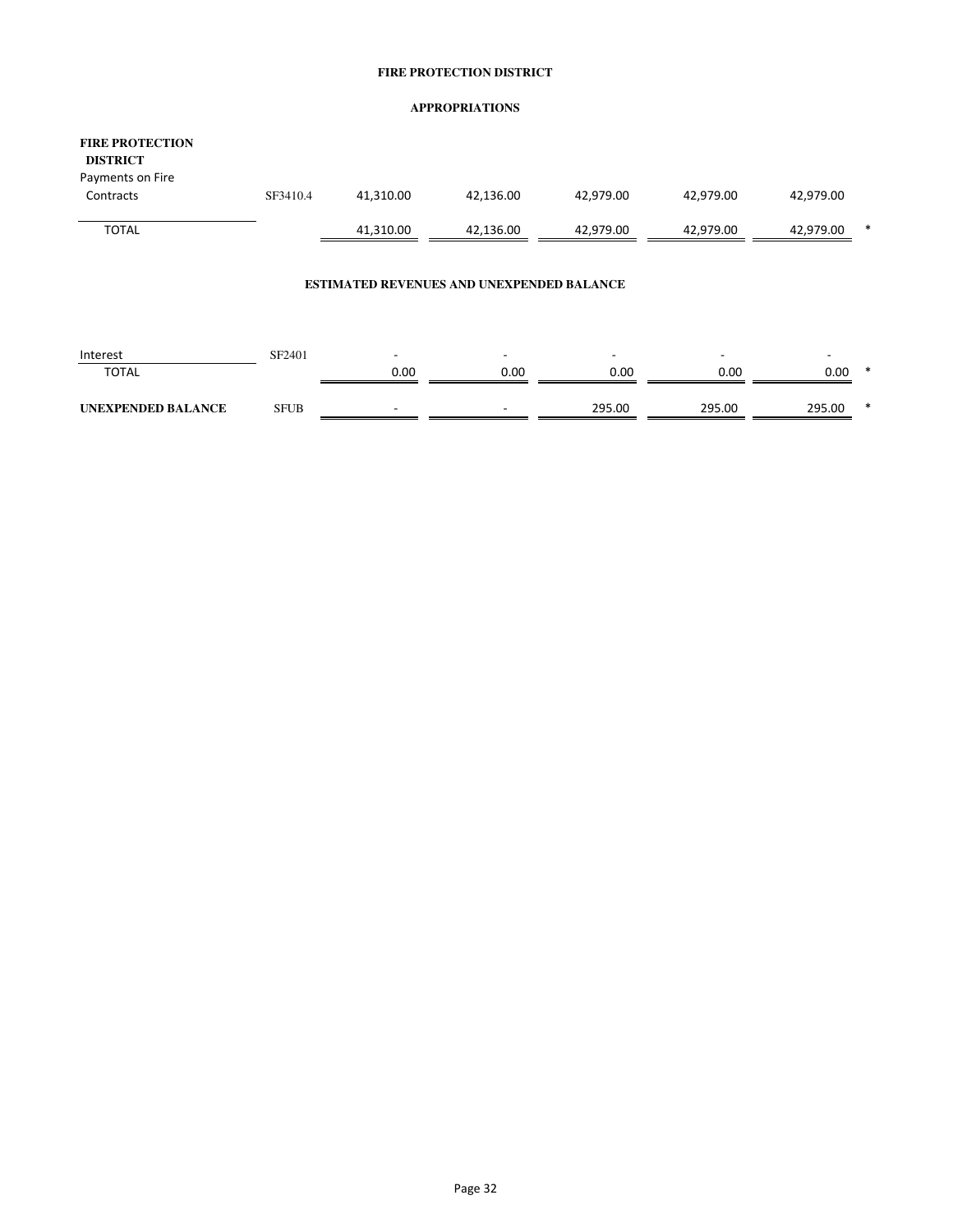**FIRE PROTECTION DISTRICT**

**APPROPRIATIONS**

| | | | | | | | |
|---|---|---|---|---|---|---|---|
| **FIRE PROTECTION DISTRICT** | | | | | | | |
| Payments on Fire Contracts | SF3410.4 | 41,310.00 | 42,136.00 | 42,979.00 | 42,979.00 | 42,979.00 | |
| TOTAL | | 41,310.00 | 42,136.00 | 42,979.00 | 42,979.00 | 42,979.00 | * |

**ESTIMATED REVENUES AND UNEXPENDED BALANCE**

| | | | | | | | |
|---|---|---|---|---|---|---|---|
| Interest | SF2401 | - | - | - | - | - | |
| TOTAL | | 0.00 | 0.00 | 0.00 | 0.00 | 0.00 | * |
| **UNEXPENDED BALANCE** | SFUB | - | - | 295.00 | 295.00 | 295.00 | * |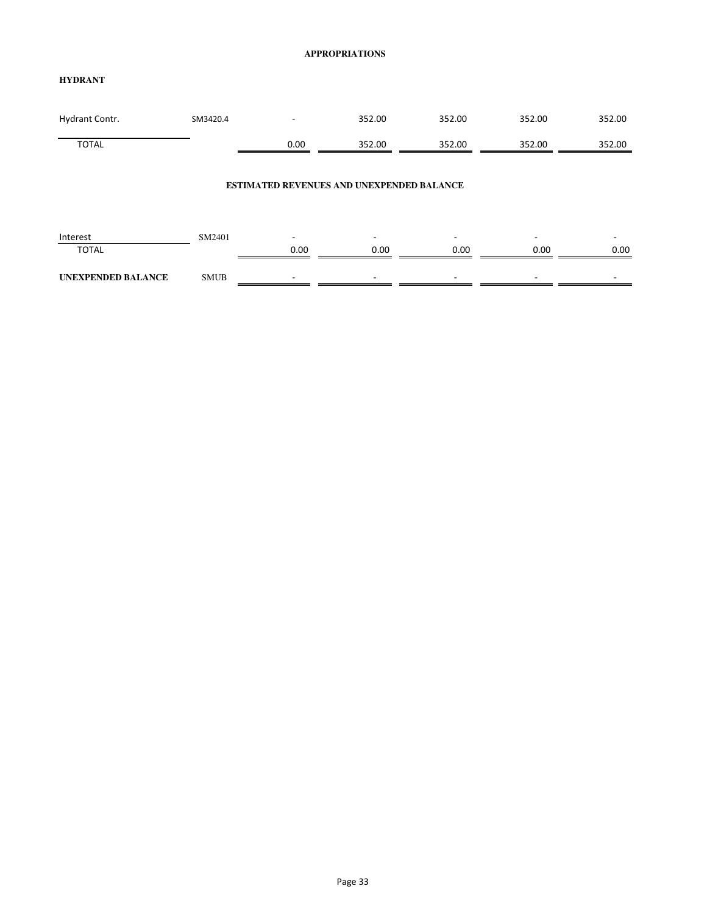## APPROPRIATIONS

### HYDRANT

| | | | | | | |
|---|---|---|---|---|---|---|
| Hydrant Contr. | SM3420.4 | - | 352.00 | 352.00 | 352.00 | 352.00 |
| TOTAL | | 0.00 | 352.00 | 352.00 | 352.00 | 352.00 |

## ESTIMATED REVENUES AND UNEXPENDED BALANCE

| | | | | | | |
|---|---|---|---|---|---|---|
| Interest | SM2401 | - | - | - | - | - |
| TOTAL | | 0.00 | 0.00 | 0.00 | 0.00 | 0.00 |
| **UNEXPENDED BALANCE** | SMUB | - | - | - | - | - |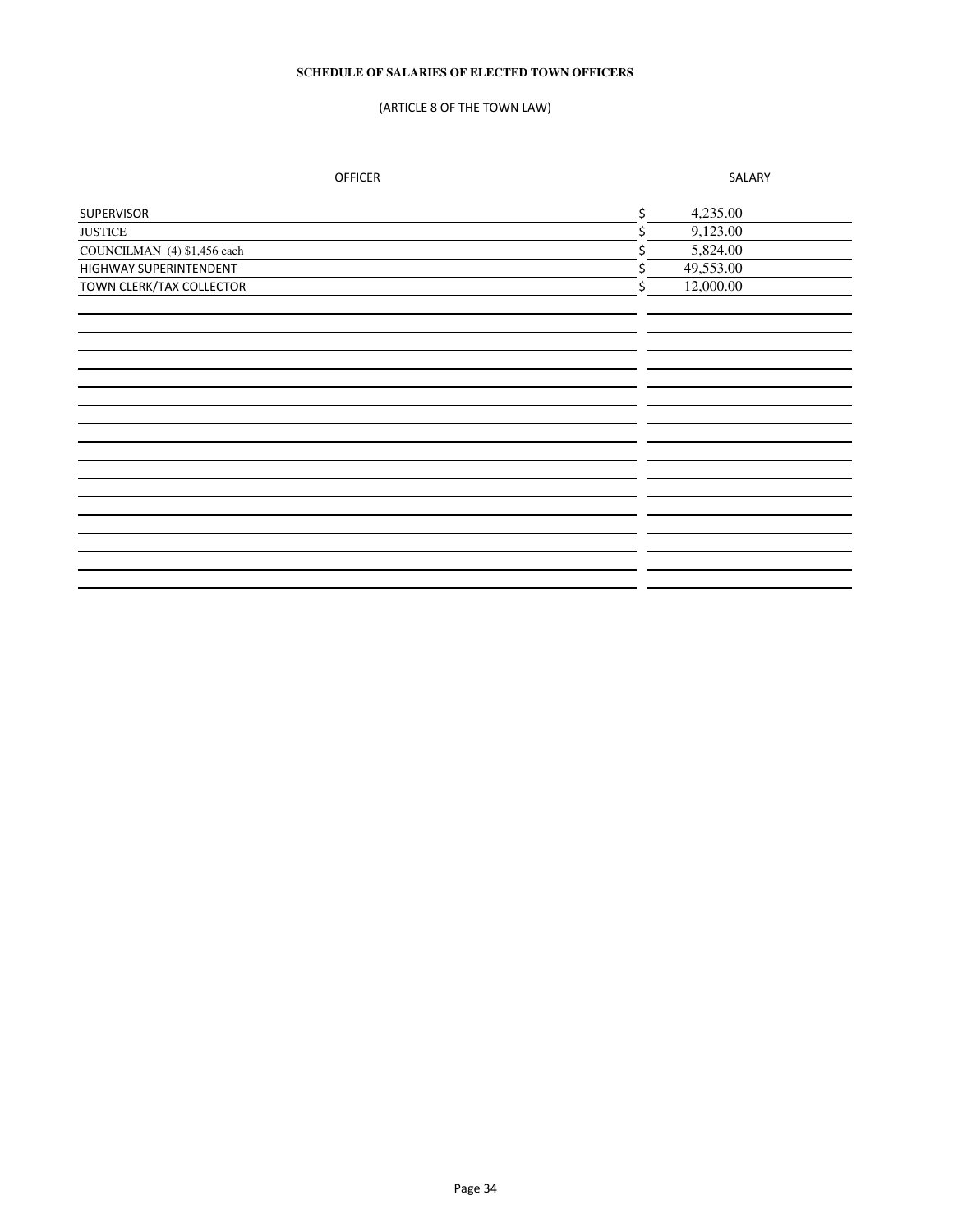**SCHEDULE OF SALARIES OF ELECTED TOWN OFFICERS**

(ARTICLE 8 OF THE TOWN LAW)

| OFFICER | SALARY |
|---|---|
| SUPERVISOR | $ 4,235.00 |
| JUSTICE | $ 9,123.00 |
| COUNCILMAN (4) $1,456 each | $ 5,824.00 |
| HIGHWAY SUPERINTENDENT | $ 49,553.00 |
| TOWN CLERK/TAX COLLECTOR | $ 12,000.00 |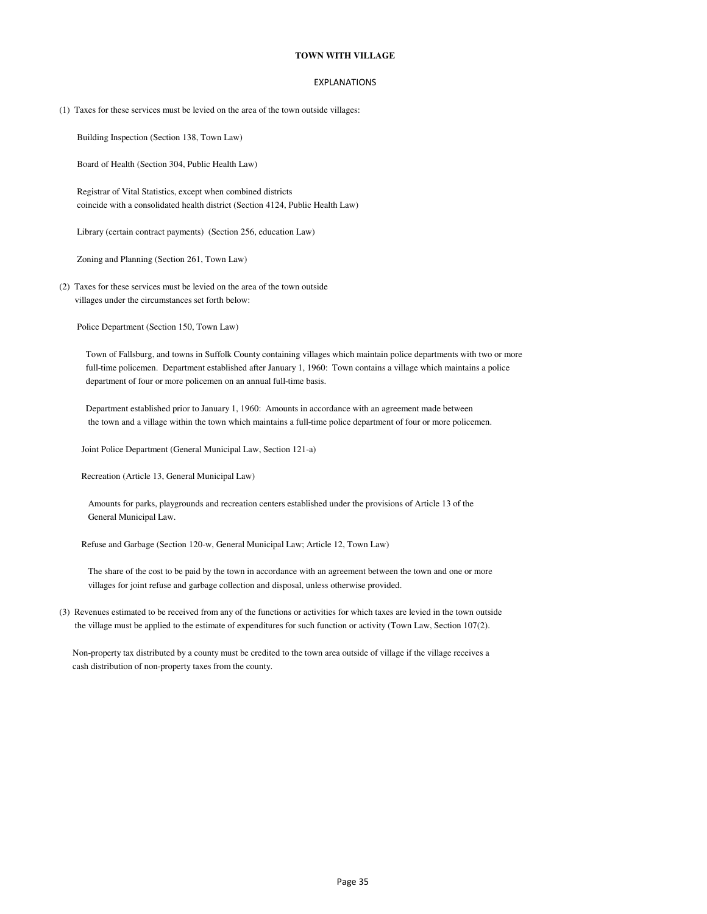**TOWN WITH VILLAGE**

EXPLANATIONS

(1) Taxes for these services must be levied on the area of the town outside villages:

Building Inspection (Section 138, Town Law)

Board of Health (Section 304, Public Health Law)

Registrar of Vital Statistics, except when combined districts coincide with a consolidated health district (Section 4124, Public Health Law)

Library (certain contract payments) (Section 256, education Law)

Zoning and Planning (Section 261, Town Law)

(2) Taxes for these services must be levied on the area of the town outside villages under the circumstances set forth below:

Police Department (Section 150, Town Law)

Town of Fallsburg, and towns in Suffolk County containing villages which maintain police departments with two or more full-time policemen. Department established after January 1, 1960: Town contains a village which maintains a police department of four or more policemen on an annual full-time basis.

Department established prior to January 1, 1960: Amounts in accordance with an agreement made between the town and a village within the town which maintains a full-time police department of four or more policemen.

Joint Police Department (General Municipal Law, Section 121-a)

Recreation (Article 13, General Municipal Law)

Amounts for parks, playgrounds and recreation centers established under the provisions of Article 13 of the General Municipal Law.

Refuse and Garbage (Section 120-w, General Municipal Law; Article 12, Town Law)

The share of the cost to be paid by the town in accordance with an agreement between the town and one or more villages for joint refuse and garbage collection and disposal, unless otherwise provided.

(3) Revenues estimated to be received from any of the functions or activities for which taxes are levied in the town outside the village must be applied to the estimate of expenditures for such function or activity (Town Law, Section 107(2).

Non-property tax distributed by a county must be credited to the town area outside of village if the village receives a cash distribution of non-property taxes from the county.